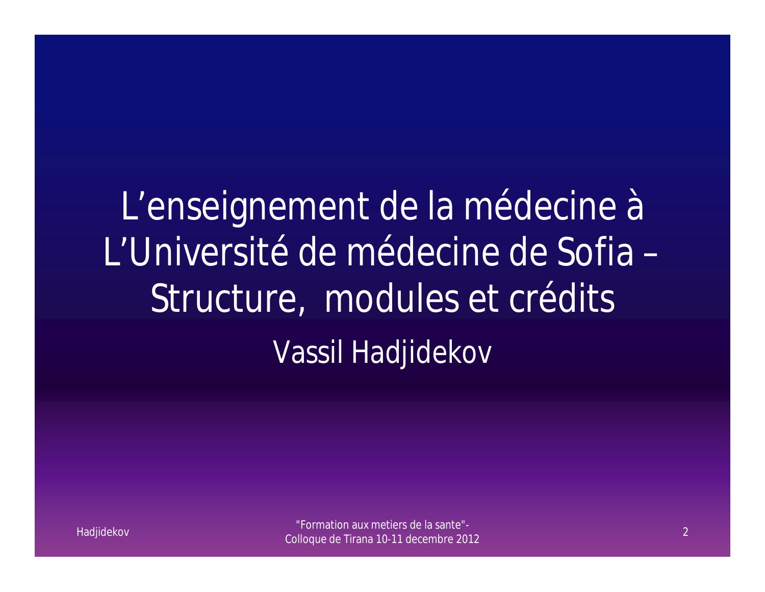# L'enseignement de la médecine à L'Université de médecine de Sofia – Structure, modules et crédits

Vassil Hadjidekov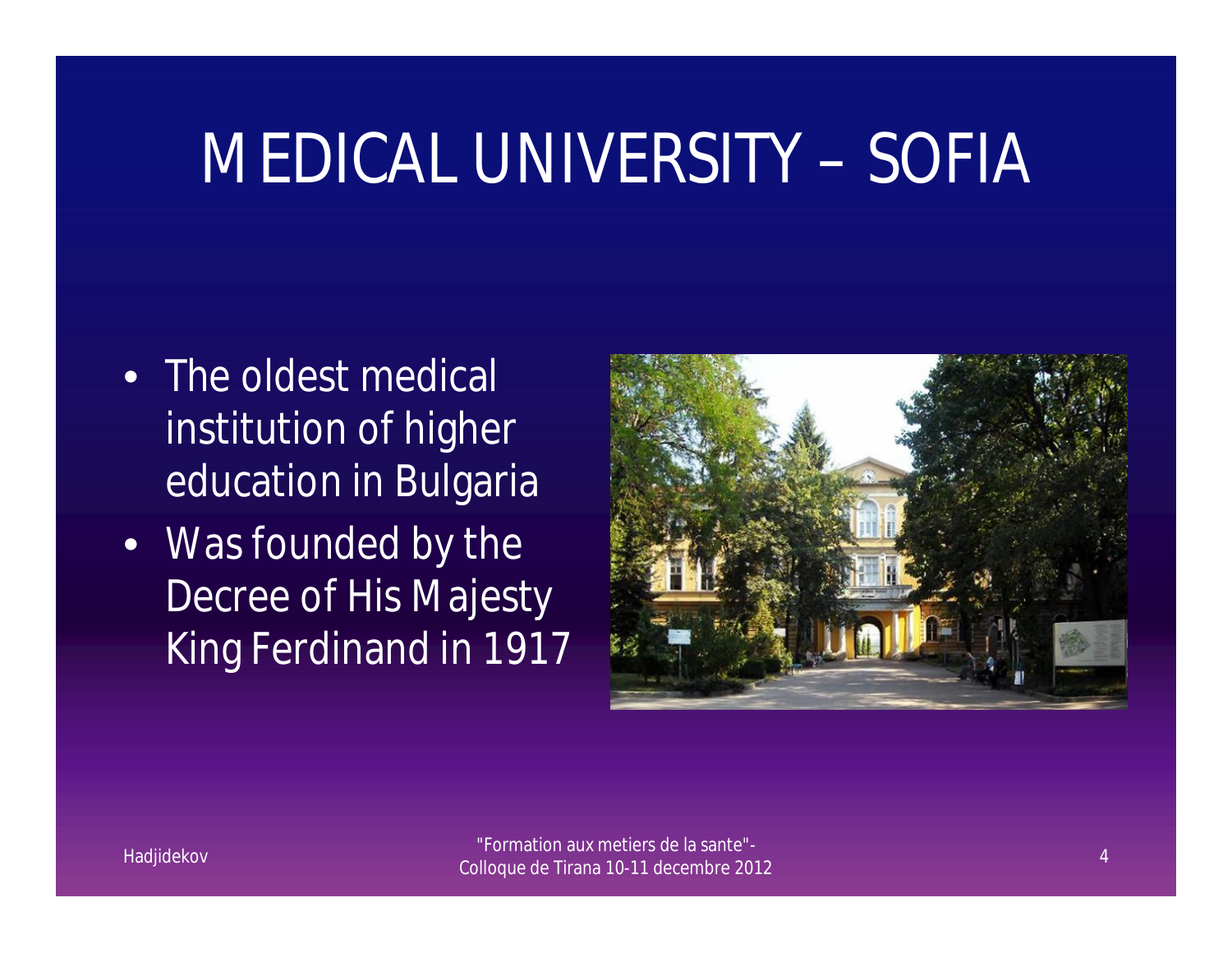# MEDICAL UNIVERSITY – SOFIA

- The oldest medical institution of higher education in Bulgaria
- Was founded by the Decree of His Majesty King Ferdinand in 1917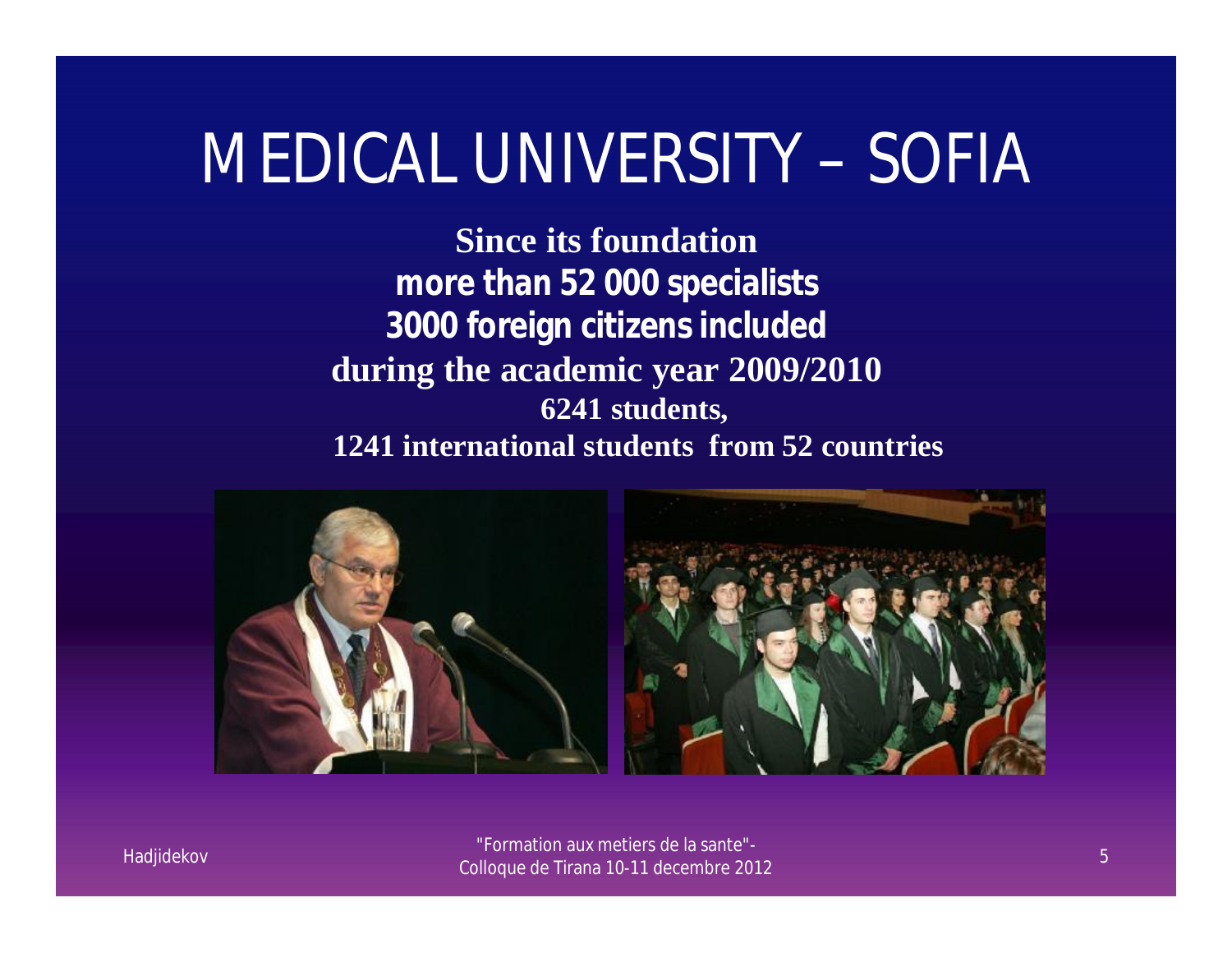# MEDICAL UNIVERSITY – SOFIA

**Since its foundation**
**more than 52 000 specialists**
**3000 foreign citizens included**
**during the academic year 2009/2010**
**6241 students,**
**1241 international students from 52 countries**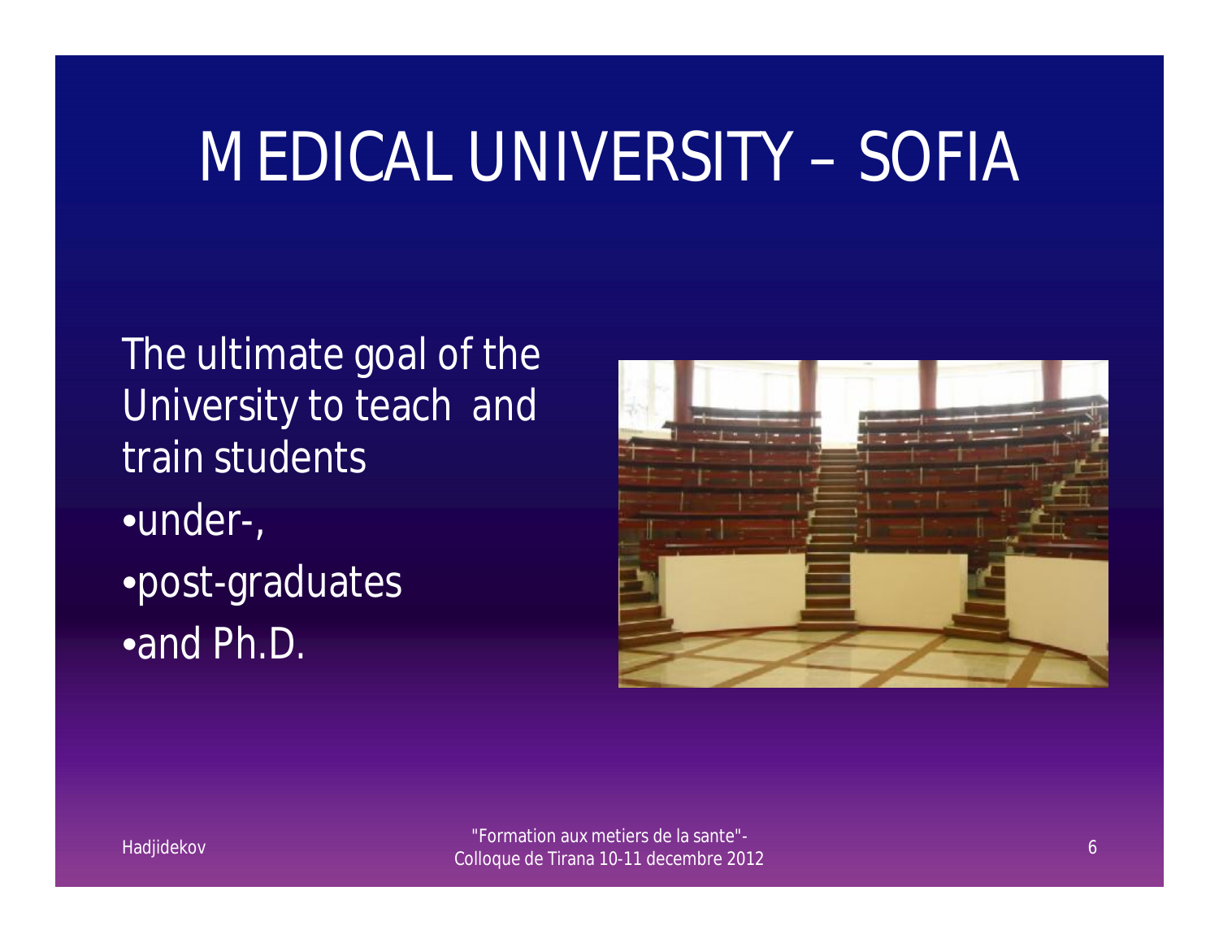# MEDICAL UNIVERSITY – SOFIA

The ultimate goal of the University to teach and train students

- under-,
- post-graduates
- and Ph.D.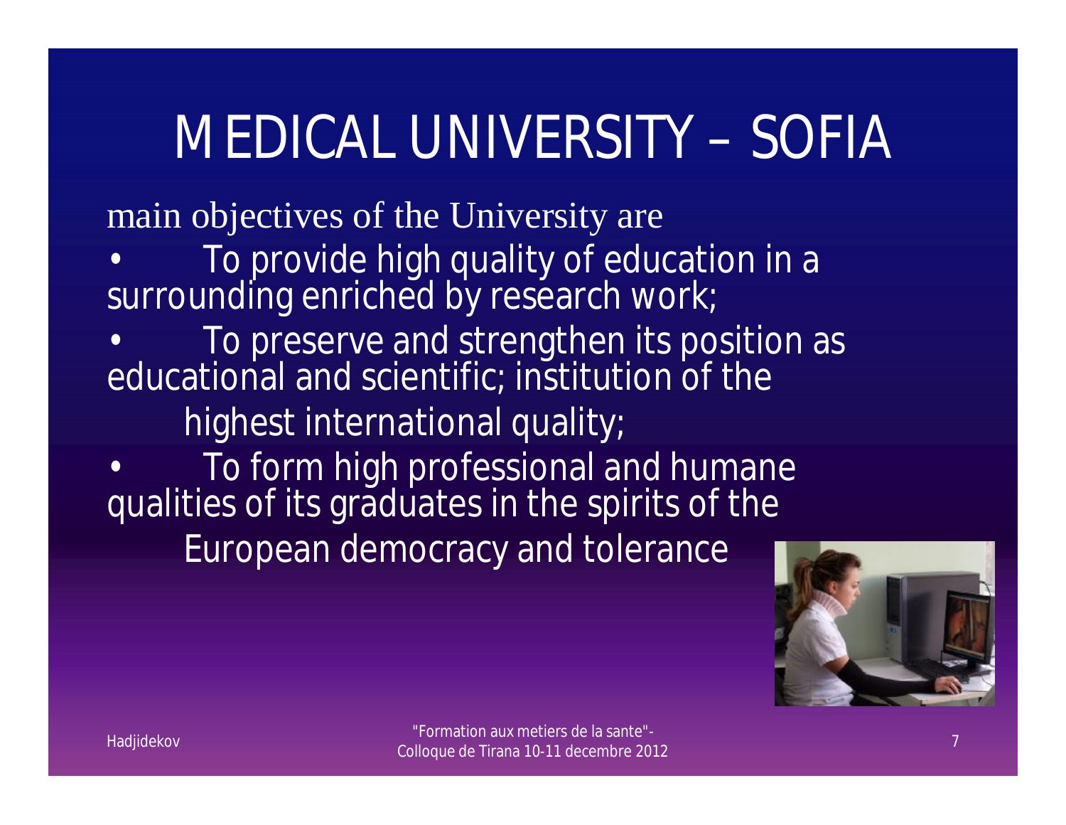# MEDICAL UNIVERSITY – SOFIA

main objectives of the University are

- To provide high quality of education in a surrounding enriched by research work;
- To preserve and strengthen its position as educational and scientific; institution of the highest international quality;
- To form high professional and humane qualities of its graduates in the spirits of the European democracy and tolerance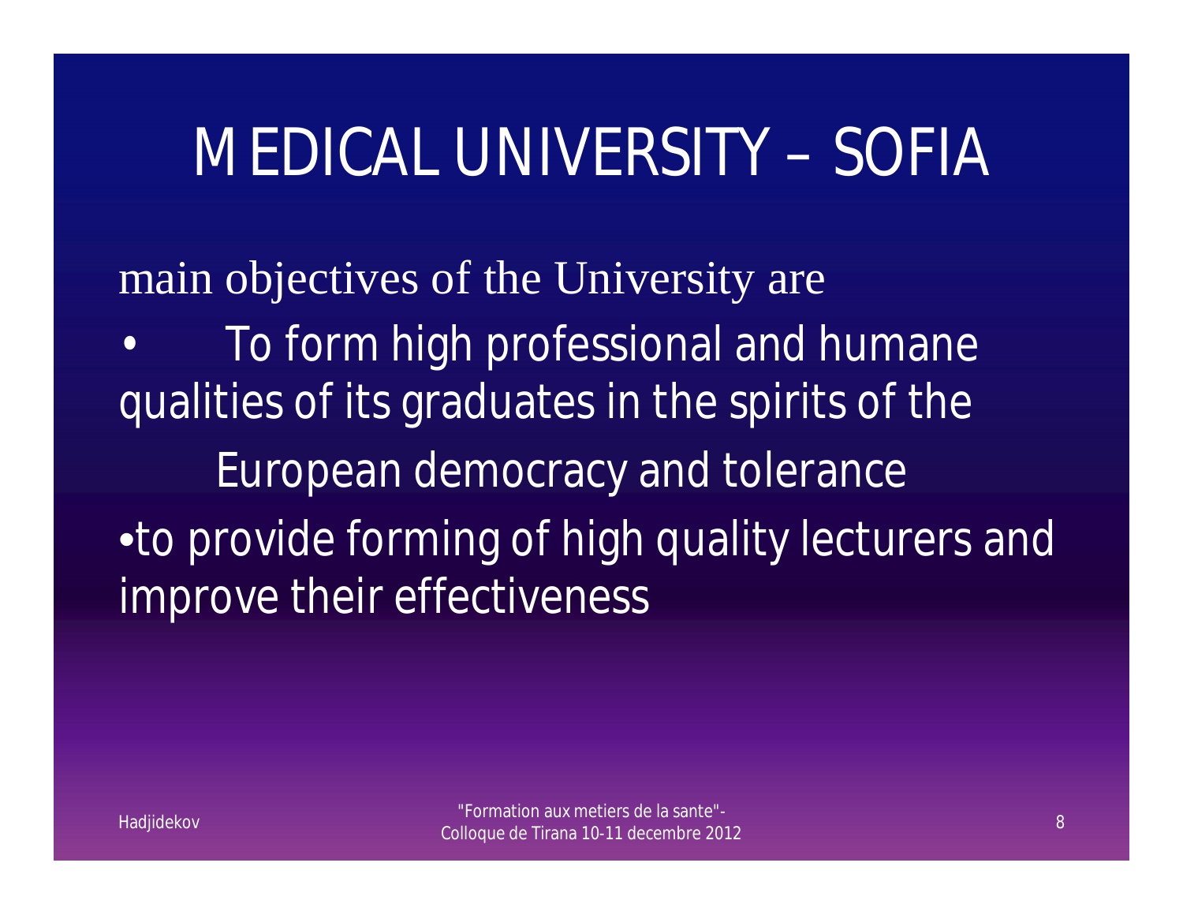# MEDICAL UNIVERSITY – SOFIA

main objectives of the University are

- To form high professional and humane qualities of its graduates in the spirits of the European democracy and tolerance
- to provide forming of high quality lecturers and improve their effectiveness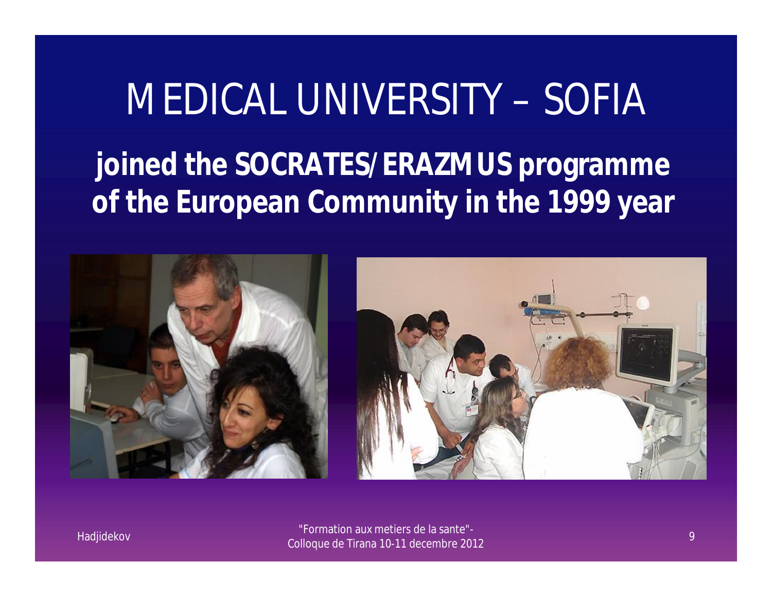# MEDICAL UNIVERSITY – SOFIA

**joined the SOCRATES/ERAZMUS programme of the European Community in the 1999 year**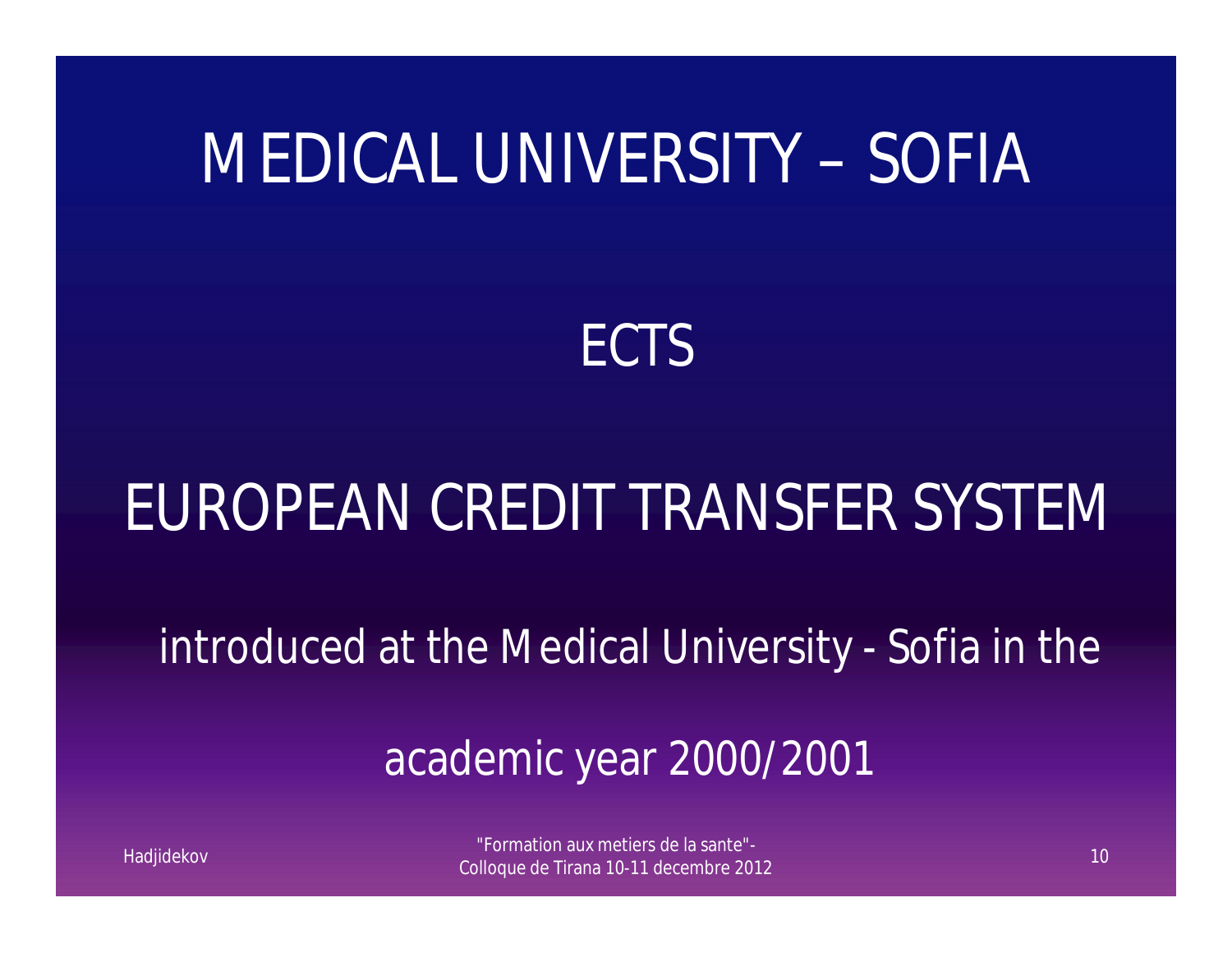# MEDICAL UNIVERSITY – SOFIA

## ECTS

## EUROPEAN CREDIT TRANSFER SYSTEM

introduced at the Medical University - Sofia in the academic year 2000/2001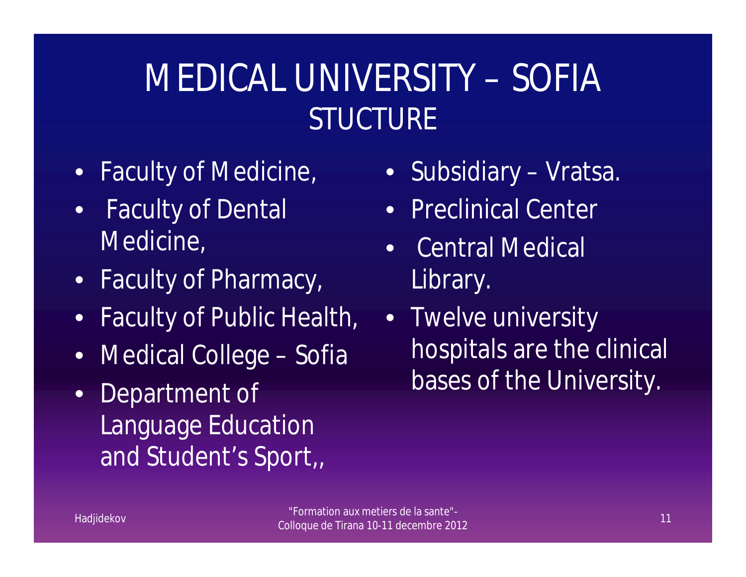# MEDICAL UNIVERSITY – SOFIA
## STUCTURE

- Faculty of Medicine,
- Faculty of Dental Medicine,
- Faculty of Pharmacy,
- Faculty of Public Health,
- Medical College – Sofia
- Department of Language Education and Student's Sport,,
- Subsidiary – Vratsa.
- Preclinical Center
- Central Medical Library.
- Twelve university hospitals are the clinical bases of the University.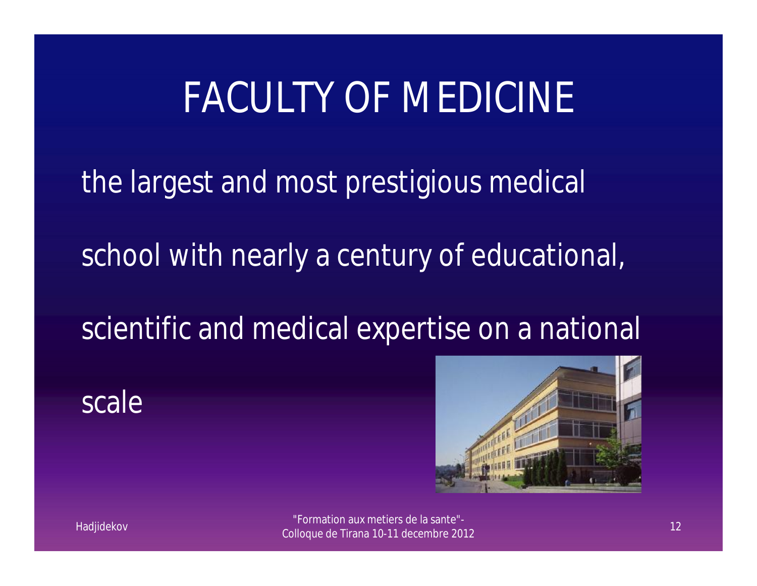# FACULTY OF MEDICINE

the largest and most prestigious medical school with nearly a century of educational, scientific and medical expertise on a national scale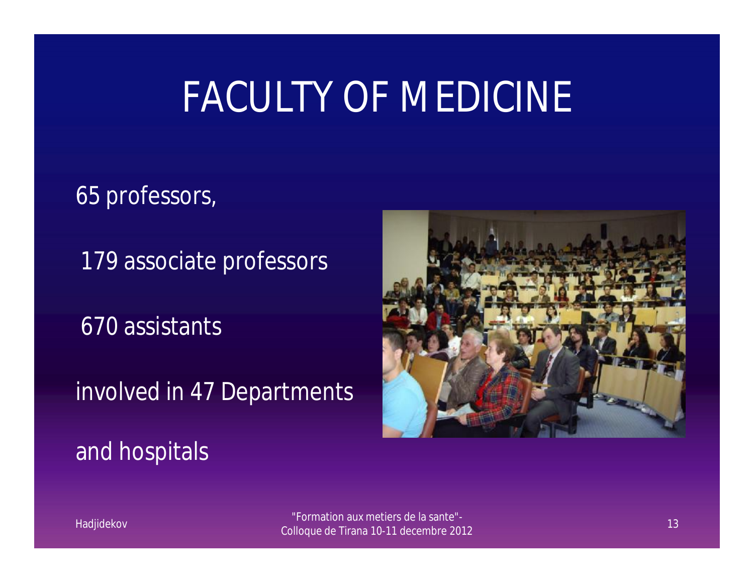# FACULTY OF MEDICINE

65 professors,

179 associate professors

670 assistants

involved in 47 Departments

and hospitals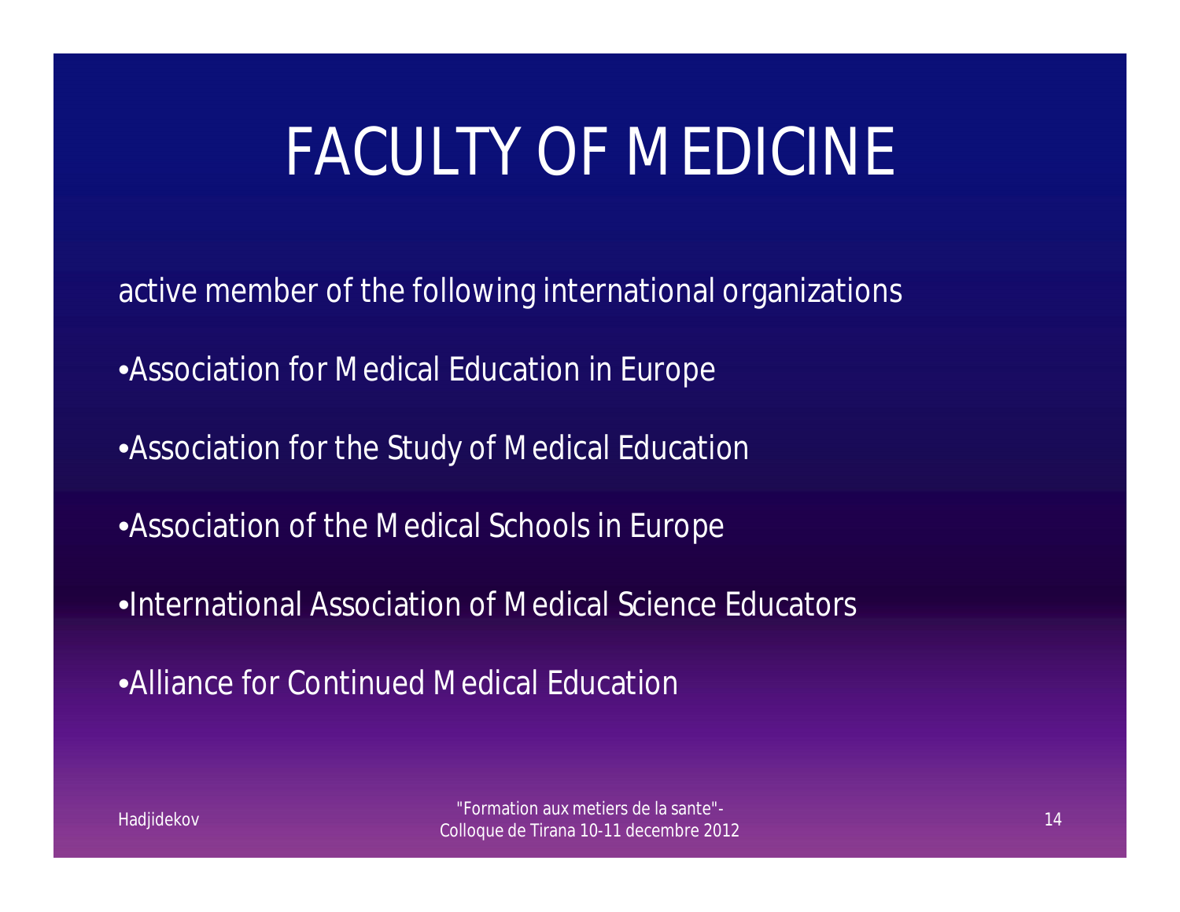# FACULTY OF MEDICINE

active member of the following international organizations

- Association for Medical Education in Europe
- Association for the Study of Medical Education
- Association of the Medical Schools in Europe
- International Association of Medical Science Educators
- Alliance for Continued Medical Education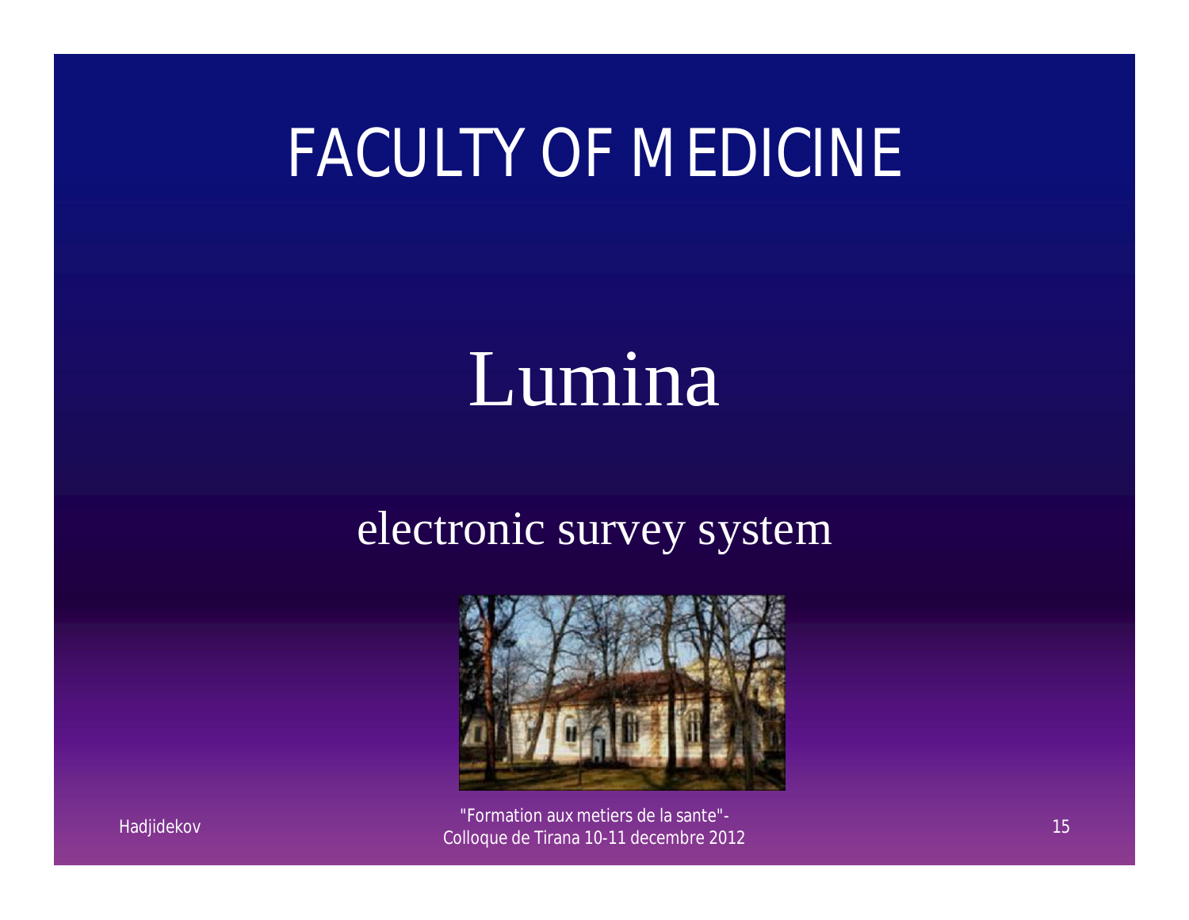# FACULTY OF MEDICINE

## Lumina

electronic survey system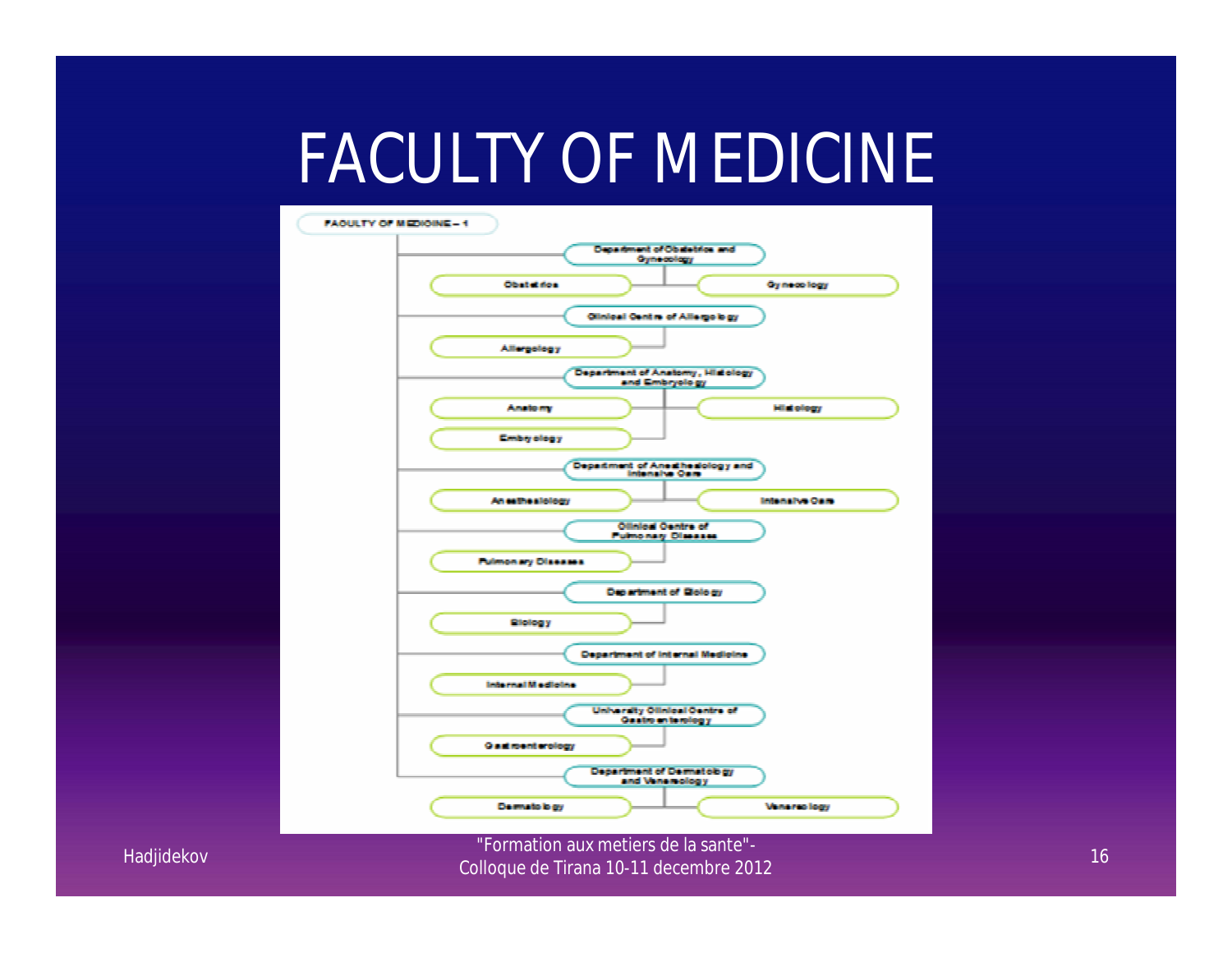# FACULTY OF MEDICINE

FACULTY OF MEDICINE – 1

- Department of Obstetrics and Gynecology
  - Obstetrics
  - Gynecology
- Clinical Centre of Allergology
  - Allergology
- Department of Anatomy, Histology and Embryology
  - Anatomy
  - Histology
  - Embryology
- Department of Anesthesiology and Intensive Care
  - Anesthesiology
  - Intensive Care
- Clinical Centre of Pulmonary Diseases
  - Pulmonary Diseases
- Department of Biology
  - Biology
- Department of Internal Medicine
  - Internal Medicine
- University Clinical Centre of Gastroenterology
  - Gastroenterology
- Department of Dermatology and Venereology
  - Dermatology
  - Venereology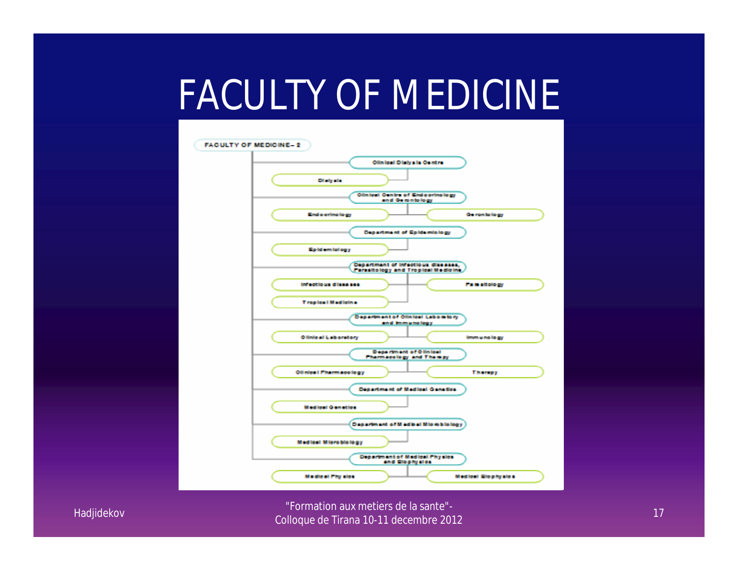# FACULTY OF MEDICINE

FACULTY OF MEDICINE – 2

- Clinical Dialysis Centre
  - Dialysis
- Clinical Centre of Endocrinology and Gerontology
  - Endocrinology
  - Gerontology
- Department of Epidemiology
  - Epidemiology
- Department of Infectious diseases, Parasitology and Tropical Medicine
  - Infectious diseases
  - Parasitology
  - Tropical Medicine
- Department of Clinical Laboratory and Immunology
  - Clinical Laboratory
  - Immunology
- Department of Clinical Pharmacology and Therapy
  - Clinical Pharmacology
  - Therapy
- Department of Medical Genetics
  - Medical Genetics
- Department of Medical Microbiology
  - Medical Microbiology
- Department of Medical Physics and Biophysics
  - Medical Physics
  - Medical Biophysics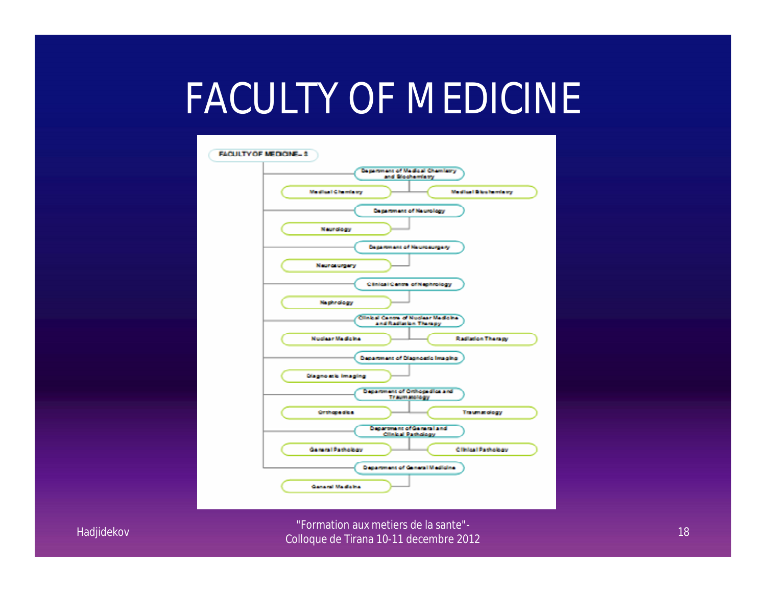# FACULTY OF MEDICINE

FACULTY OF MEDICINE – 3

- Department of Medical Chemistry and Biochemistry
  - Medical Chemistry
  - Medical Biochemistry
- Department of Neurology
  - Neurology
- Department of Neurosurgery
  - Neurosurgery
- Clinical Centre of Nephrology
  - Nephrology
- Clinical Centre of Nuclear Medicine and Radiation Therapy
  - Nuclear Medicine
  - Radiation Therapy
- Department of Diagnostic Imaging
  - Diagnostic Imaging
- Department of Orthopedics and Traumatology
  - Orthopedics
  - Traumatology
- Department of General and Clinical Pathology
  - General Pathology
  - Clinical Pathology
- Department of General Medicine
  - General Medicine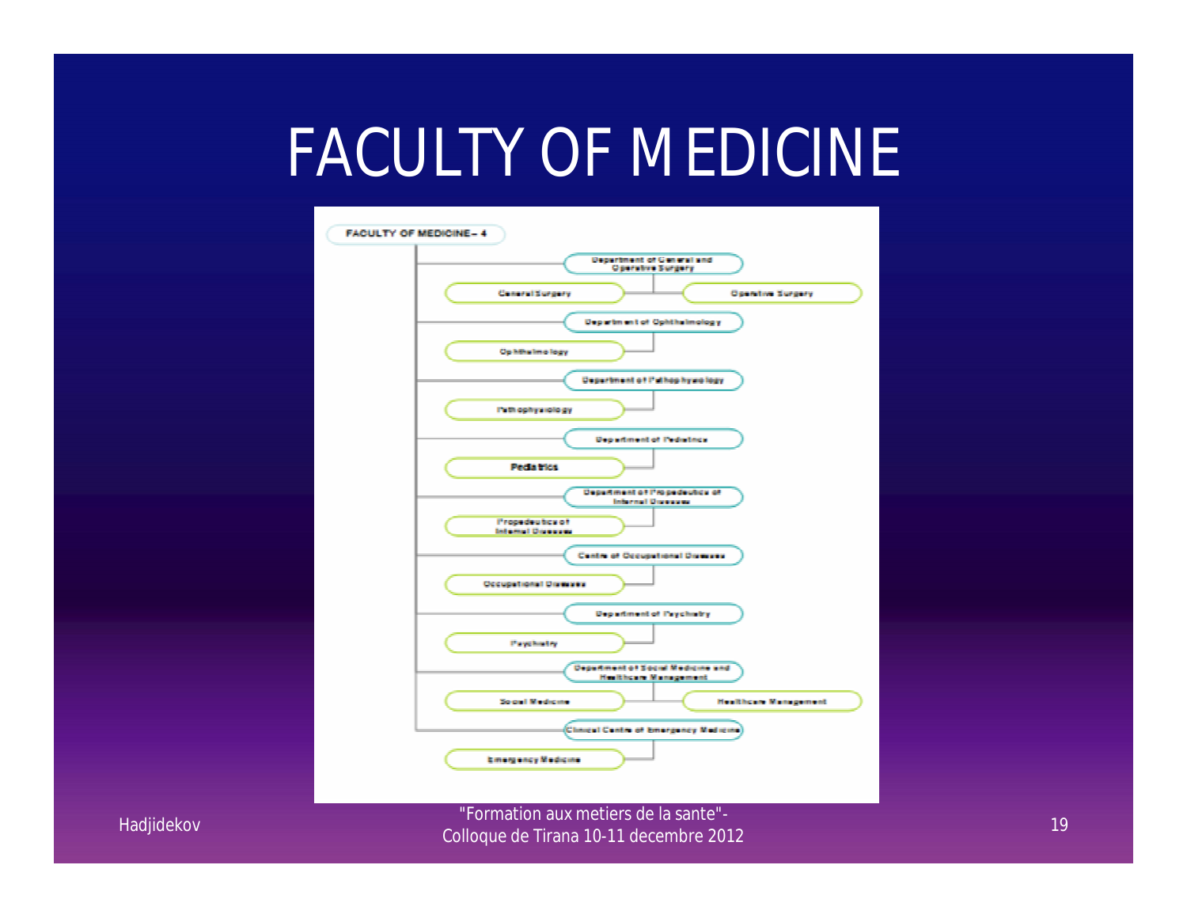# FACULTY OF MEDICINE

FACULTY OF MEDICINE – 4

- Department of General and Operative Surgery
  - General Surgery
  - Operative Surgery
- Department of Ophthalmology
  - Ophthalmology
- Department of Pathophysiology
  - Pathophysiology
- Department of Pediatrics
  - Pediatrics
- Department of Propedeutics of Internal Diseases
  - Propedeutics of Internal Diseases
- Centre of Occupational Diseases
  - Occupational Diseases
- Department of Psychiatry
  - Psychiatry
- Department of Social Medicine and Healthcare Management
  - Social Medicine
  - Healthcare Management
- Clinical Centre of Emergency Medicine
  - Emergency Medicine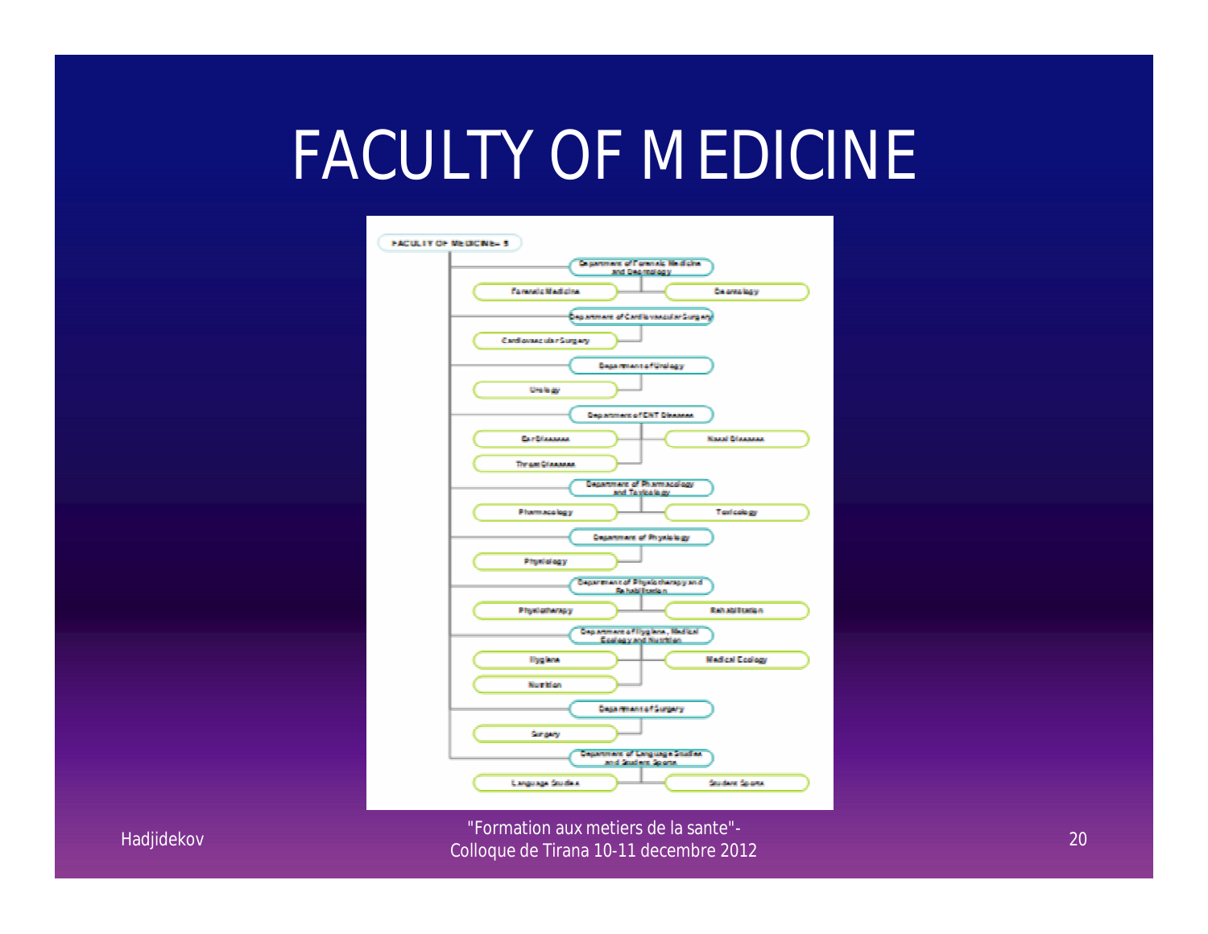# FACULTY OF MEDICINE

FACULTY OF MEDICINE – 5

- Department of Forensic Medicine and Deontology
  - Forensic Medicine
  - Deontology
- Department of Cardiovascular Surgery
  - Cardiovascular Surgery
- Department of Urology
  - Urology
- Department of ENT Diseases
  - Ear Diseases
  - Nasal Diseases
  - Throat Diseases
- Department of Pharmacology and Toxicology
  - Pharmacology
  - Toxicology
- Department of Physiology
  - Physiology
- Department of Physiotherapy and Rehabilitation
  - Physiotherapy
  - Rehabilitation
- Department of Hygiene, Medical Ecology and Nutrition
  - Hygiene
  - Medical Ecology
  - Nutrition
- Department of Surgery
  - Surgery
- Department of Language Studies and Student Sports
  - Language Studies
  - Student Sports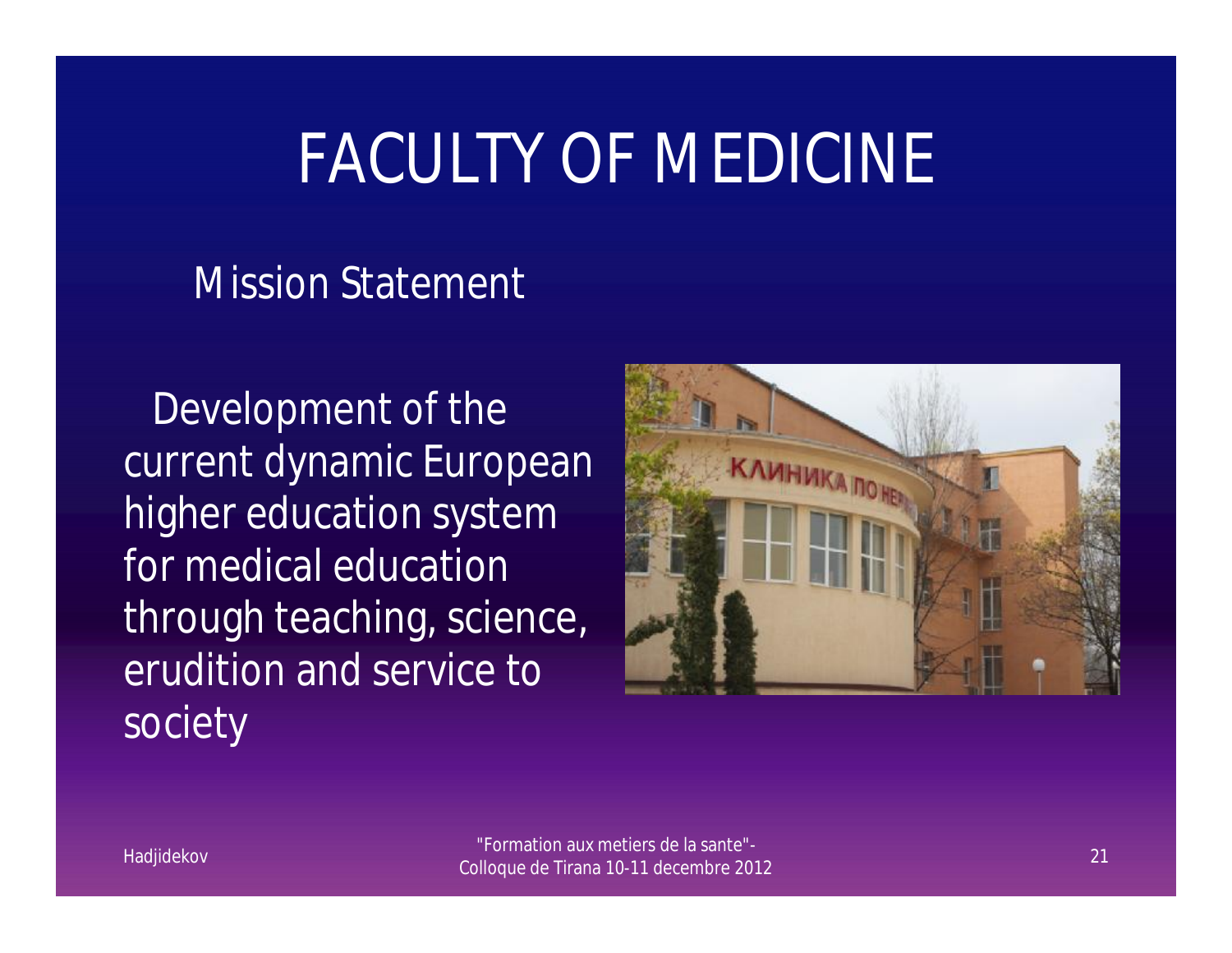# FACULTY OF MEDICINE

## Mission Statement

Development of the current dynamic European higher education system for medical education through teaching, science, erudition and service to society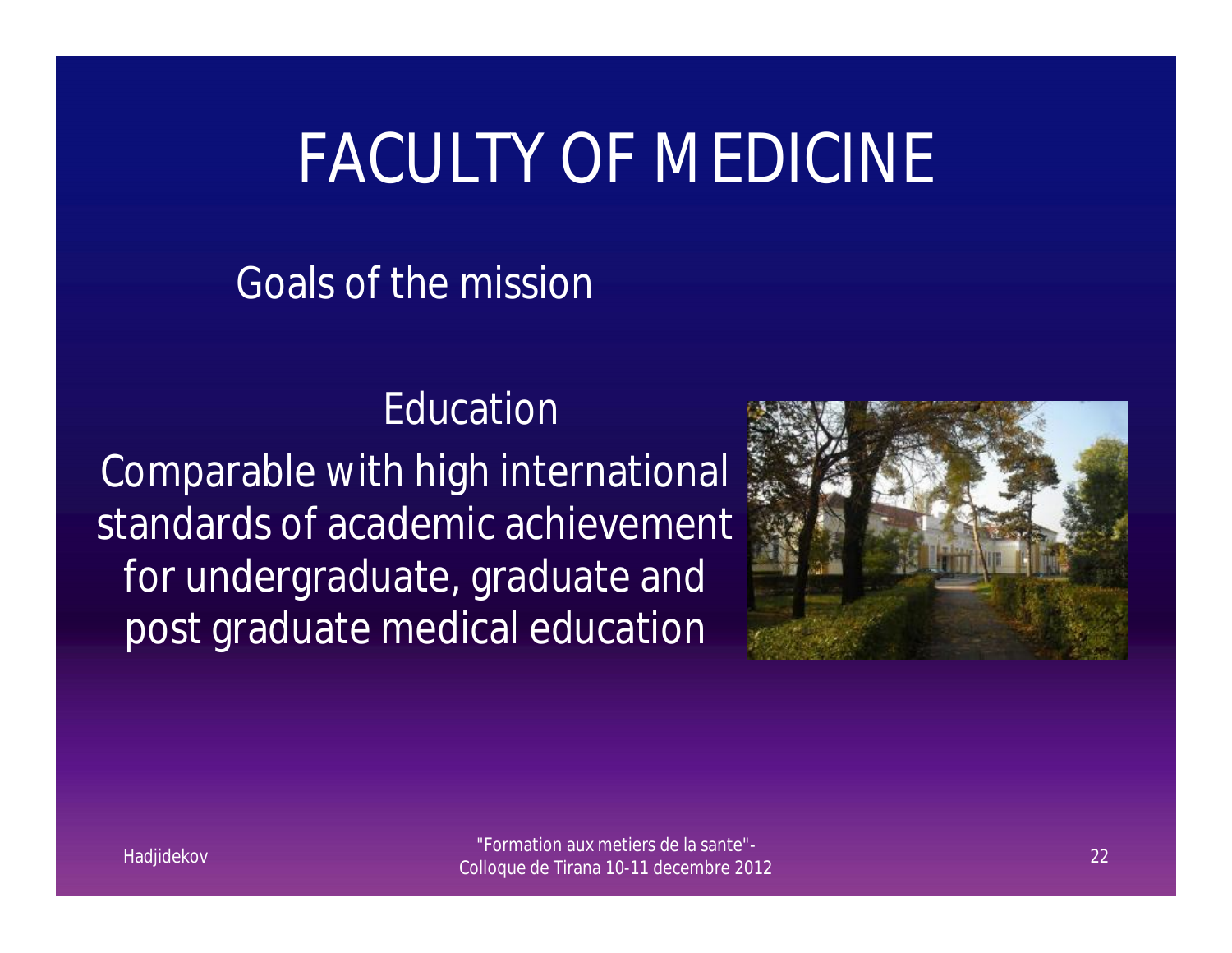# FACULTY OF MEDICINE

## Goals of the mission

### Education

Comparable with high international standards of academic achievement for undergraduate, graduate and post graduate medical education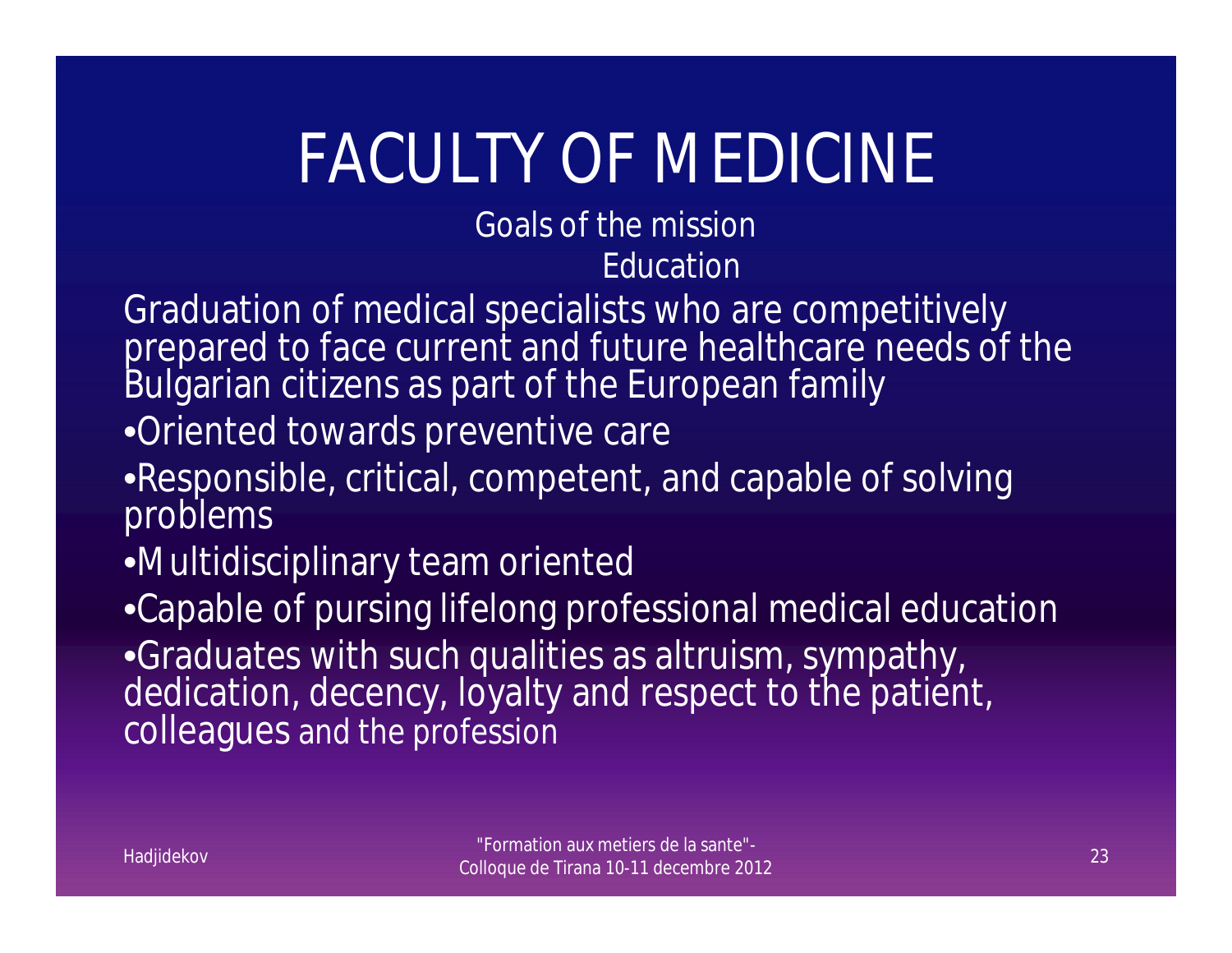# FACULTY OF MEDICINE

## Goals of the mission

### Education

Graduation of medical specialists who are competitively prepared to face current and future healthcare needs of the Bulgarian citizens as part of the European family

- Oriented towards preventive care
- Responsible, critical, competent, and capable of solving problems
- Multidisciplinary team oriented
- Capable of pursing lifelong professional medical education
- Graduates with such qualities as altruism, sympathy, dedication, decency, loyalty and respect to the patient, colleagues and the profession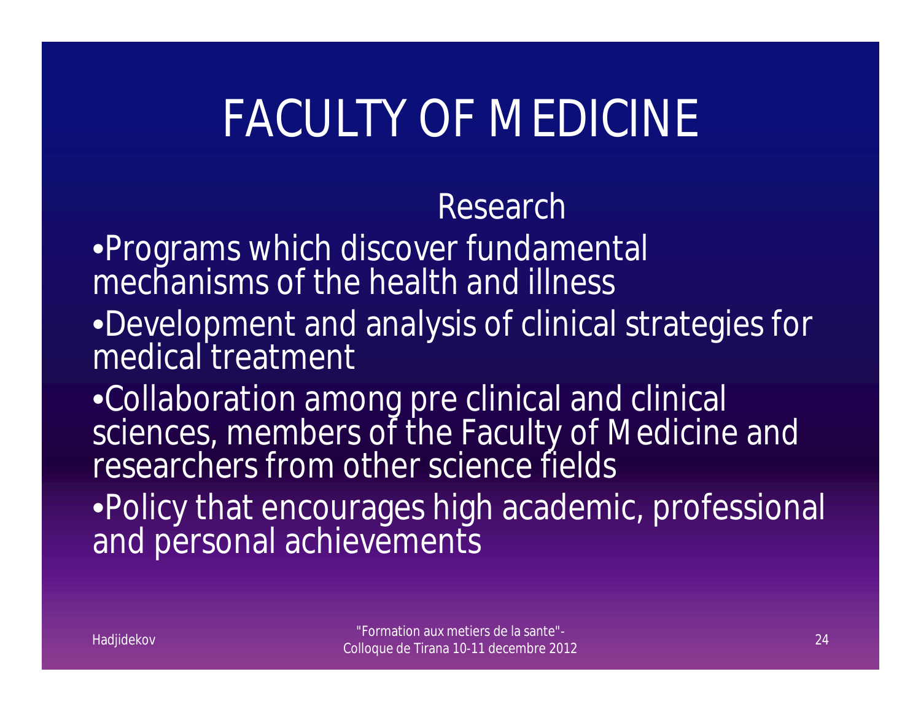# FACULTY OF MEDICINE

## Research

- Programs which discover fundamental mechanisms of the health and illness
- Development and analysis of clinical strategies for medical treatment
- Collaboration among pre clinical and clinical sciences, members of the Faculty of Medicine and researchers from other science fields
- Policy that encourages high academic, professional and personal achievements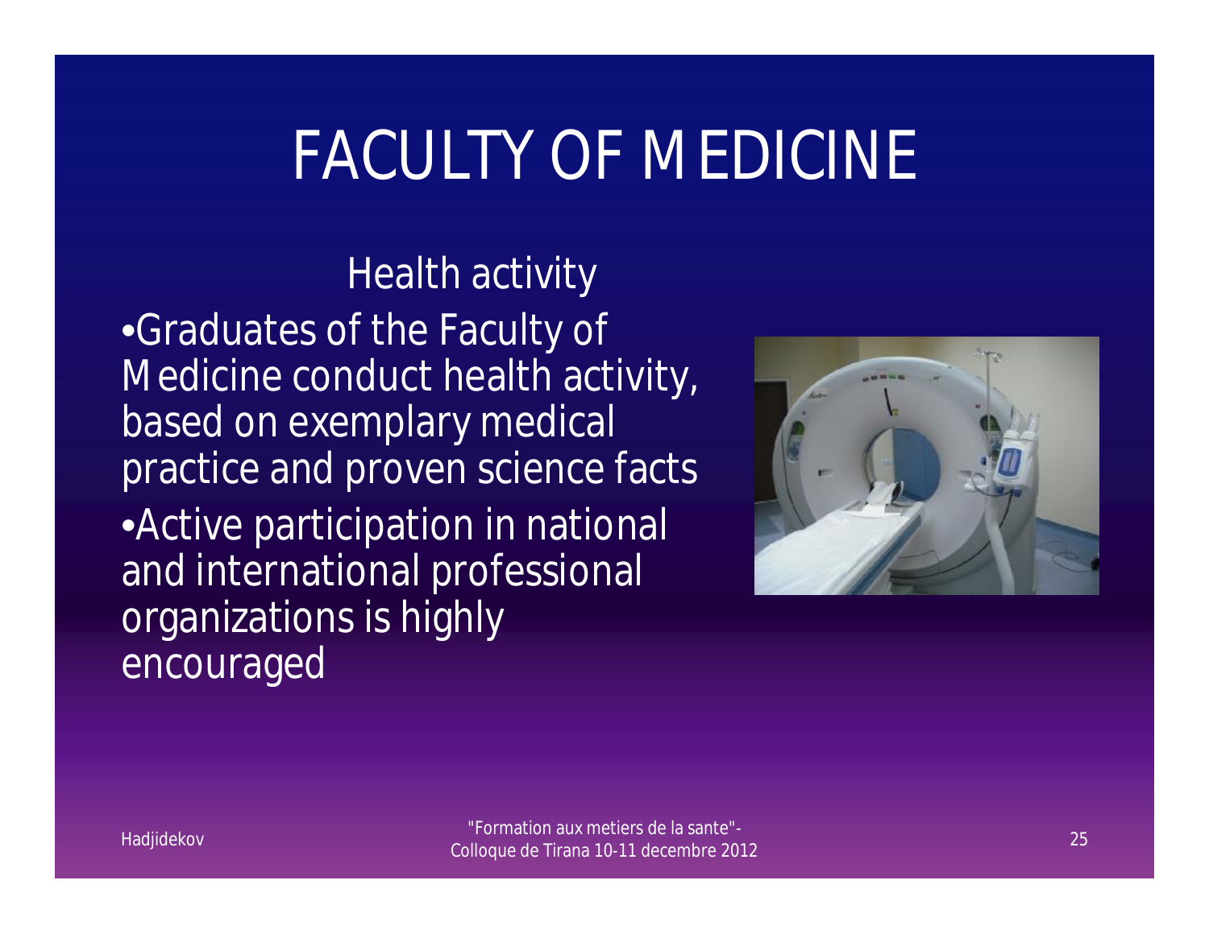# FACULTY OF MEDICINE

## Health activity

- Graduates of the Faculty of Medicine conduct health activity, based on exemplary medical practice and proven science facts
- Active participation in national and international professional organizations is highly encouraged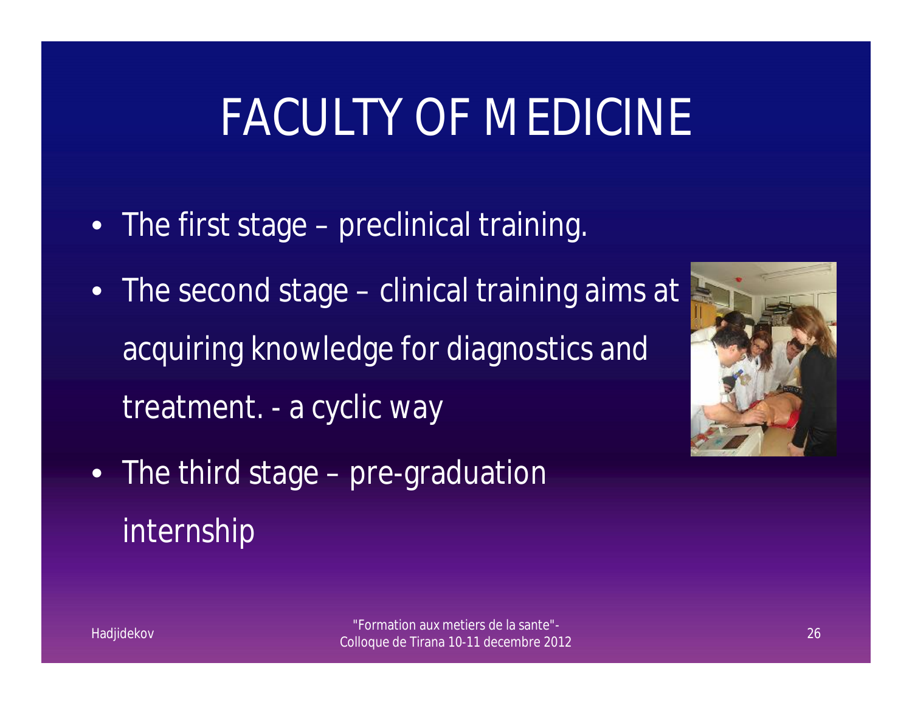# FACULTY OF MEDICINE

- The first stage – preclinical training.
- The second stage – clinical training aims at acquiring knowledge for diagnostics and treatment. - a cyclic way
- The third stage – pre-graduation internship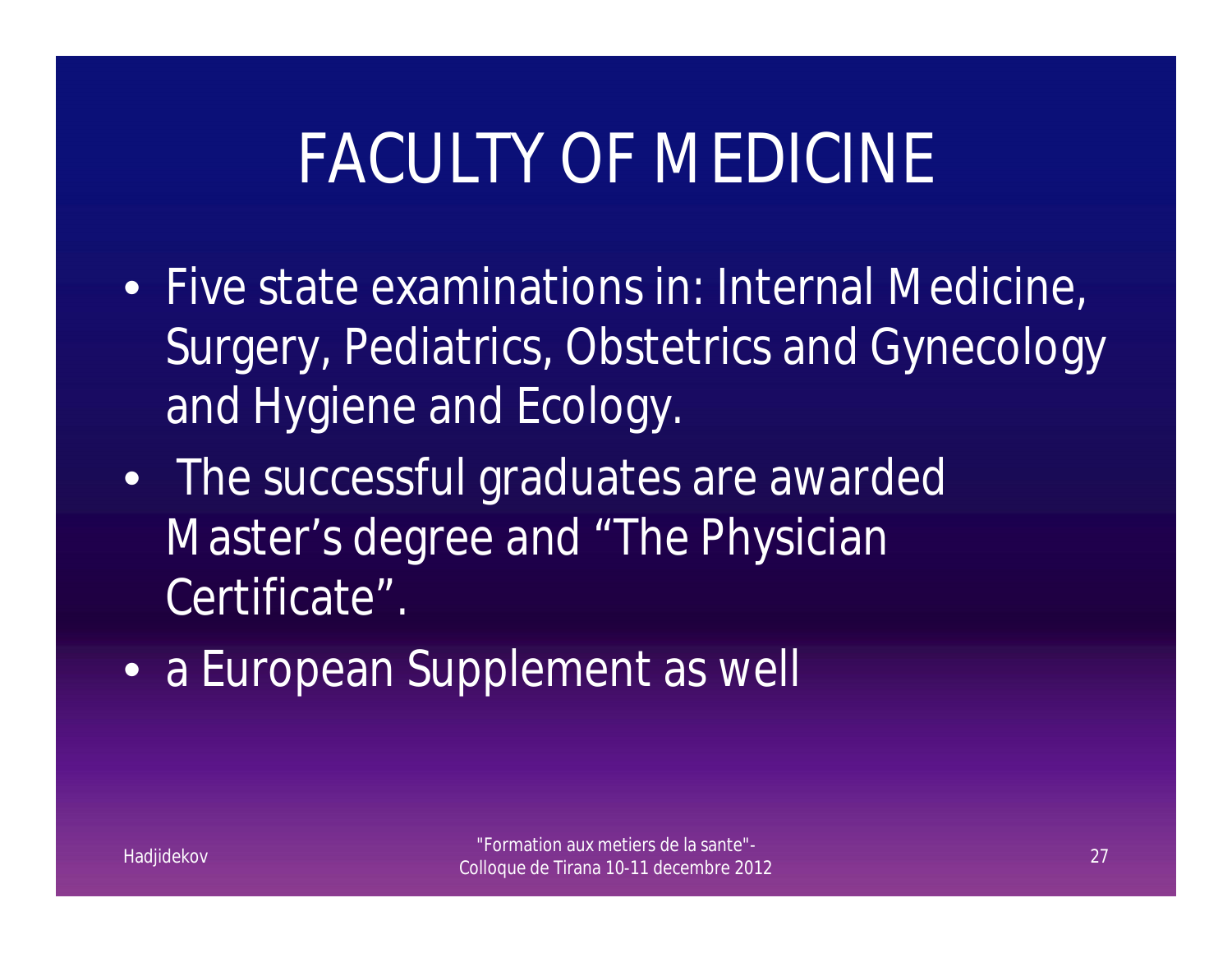# FACULTY OF MEDICINE

- Five state examinations in: Internal Medicine, Surgery, Pediatrics, Obstetrics and Gynecology and Hygiene and Ecology.
- The successful graduates are awarded Master's degree and "The Physician Certificate".
- a European Supplement as well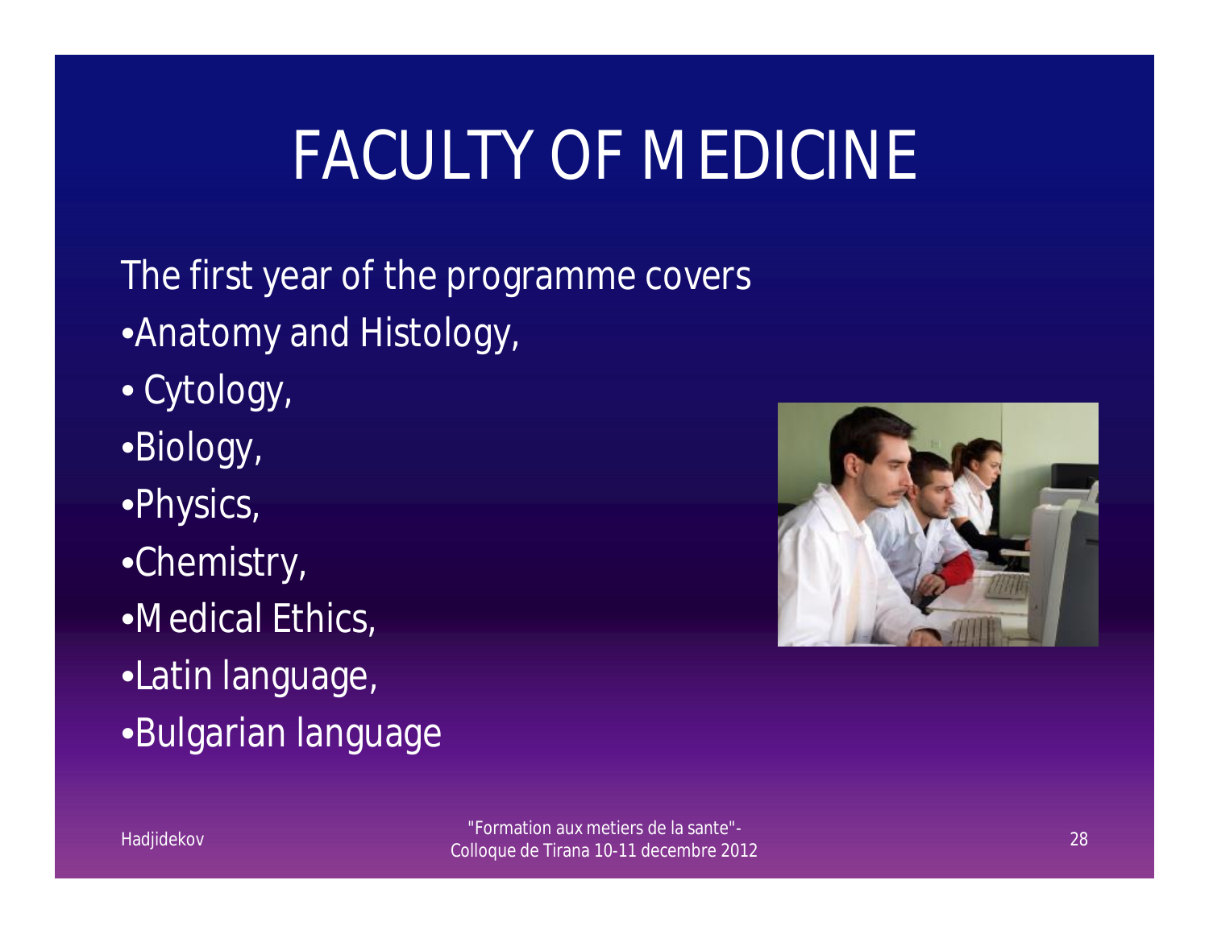# FACULTY OF MEDICINE

The first year of the programme covers

- Anatomy and Histology,
- Cytology,
- Biology,
- Physics,
- Chemistry,
- Medical Ethics,
- Latin language,
- Bulgarian language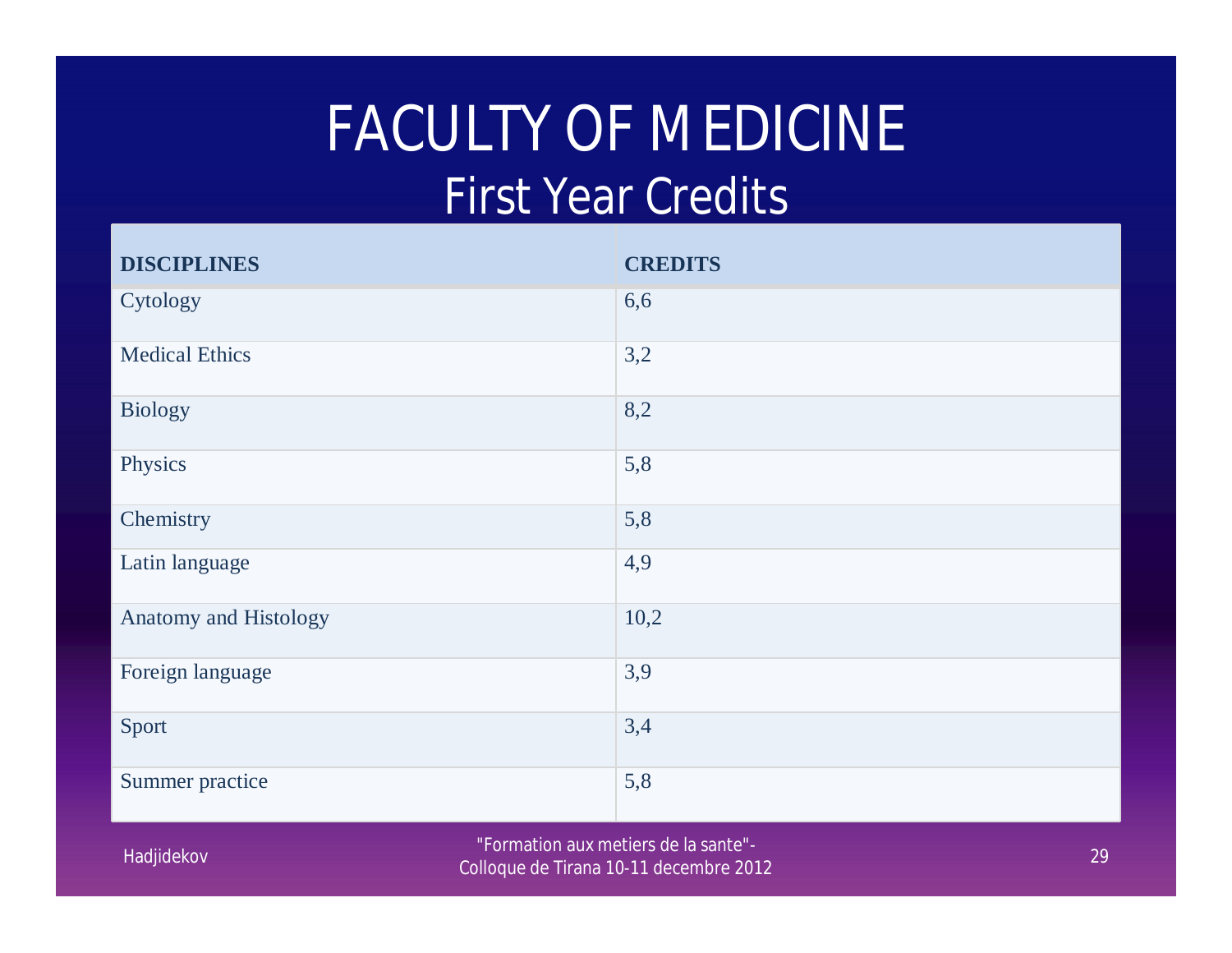# FACULTY OF MEDICINE

## First Year Credits

| DISCIPLINES | CREDITS |
|---|---|
| Cytology | 6,6 |
| Medical Ethics | 3,2 |
| Biology | 8,2 |
| Physics | 5,8 |
| Chemistry | 5,8 |
| Latin language | 4,9 |
| Anatomy and Histology | 10,2 |
| Foreign language | 3,9 |
| Sport | 3,4 |
| Summer practice | 5,8 |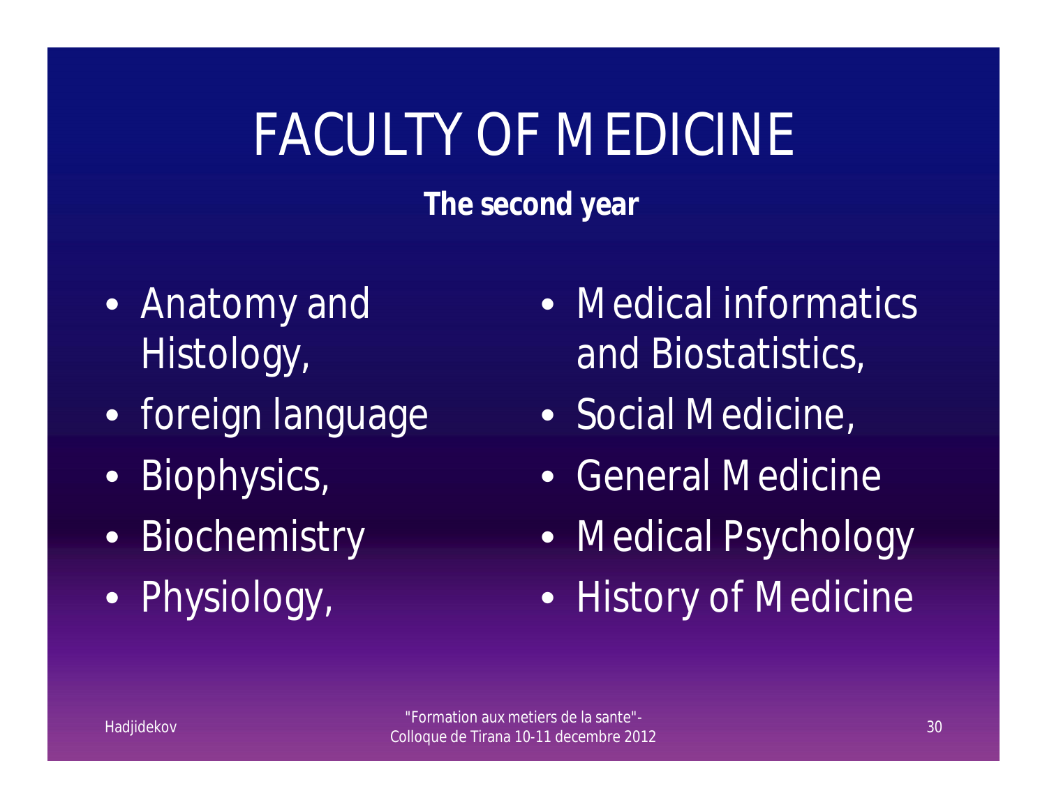# FACULTY OF MEDICINE

**The second year**

- Anatomy and Histology,
- foreign language
- Biophysics,
- Biochemistry
- Physiology,
- Medical informatics and Biostatistics,
- Social Medicine,
- General Medicine
- Medical Psychology
- History of Medicine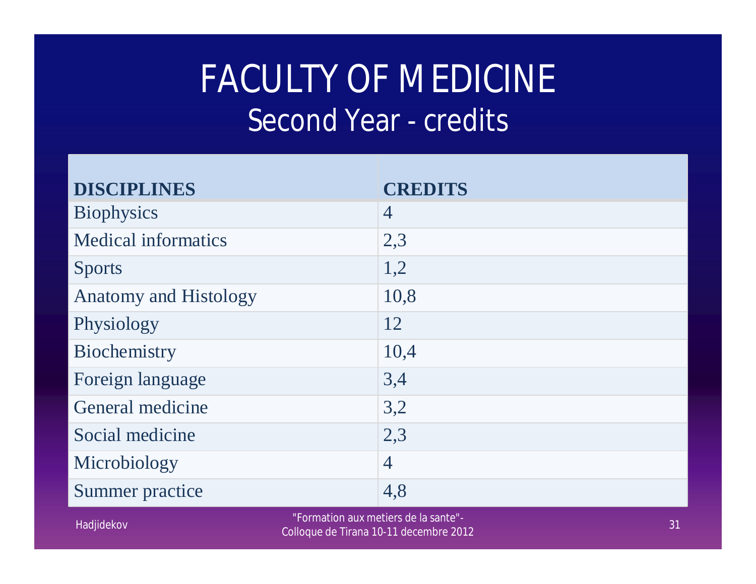# FACULTY OF MEDICINE

## Second Year - credits

| DISCIPLINES | CREDITS |
|---|---|
| Biophysics | 4 |
| Medical informatics | 2,3 |
| Sports | 1,2 |
| Anatomy and Histology | 10,8 |
| Physiology | 12 |
| Biochemistry | 10,4 |
| Foreign language | 3,4 |
| General medicine | 3,2 |
| Social medicine | 2,3 |
| Microbiology | 4 |
| Summer practice | 4,8 |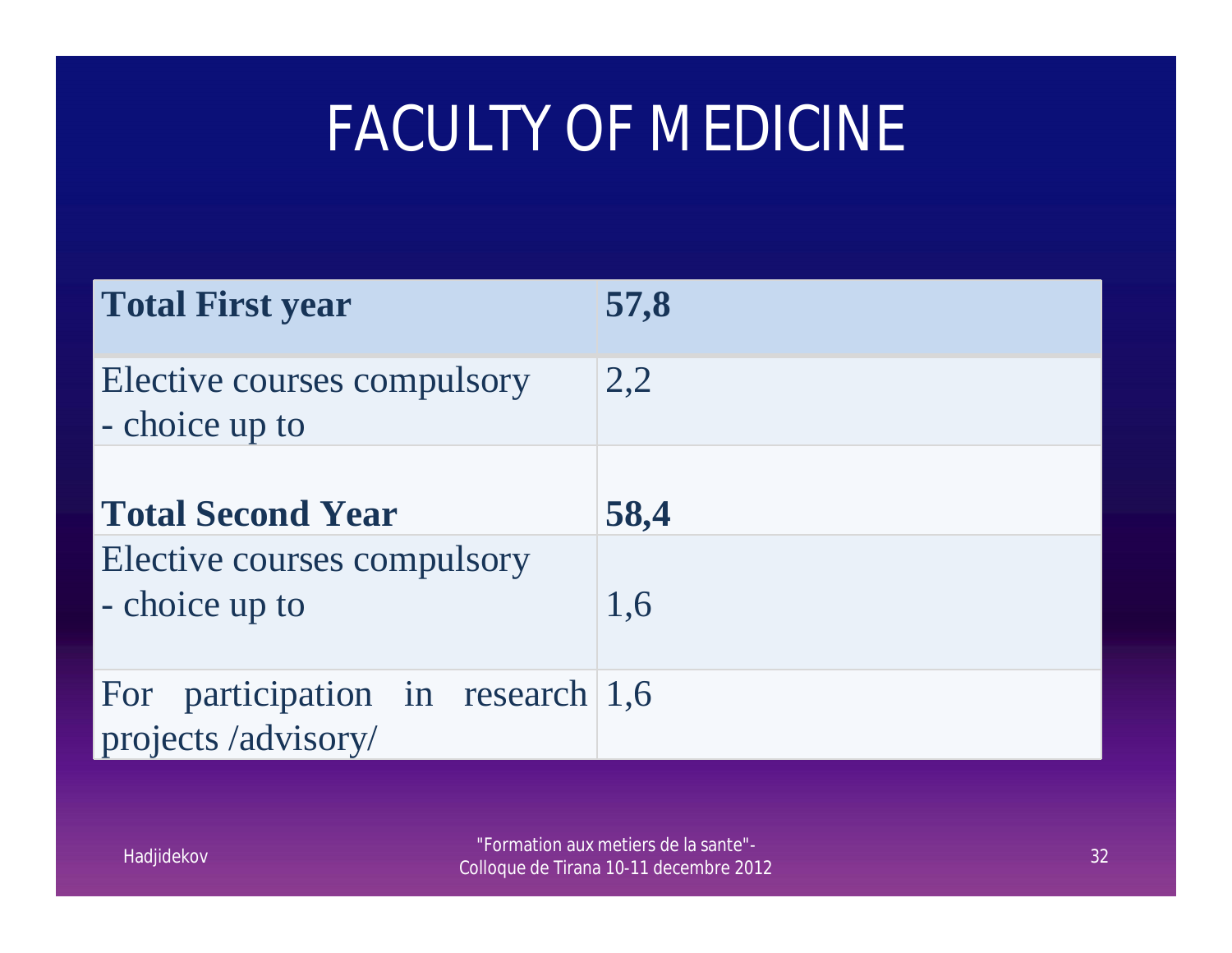# FACULTY OF MEDICINE

| **Total First year** | **57,8** |
|---|---|
| Elective courses compulsory - choice up to | 2,2 |
| **Total Second Year** | **58,4** |
| Elective courses compulsory - choice up to | 1,6 |
| For participation in research projects /advisory/ | 1,6 |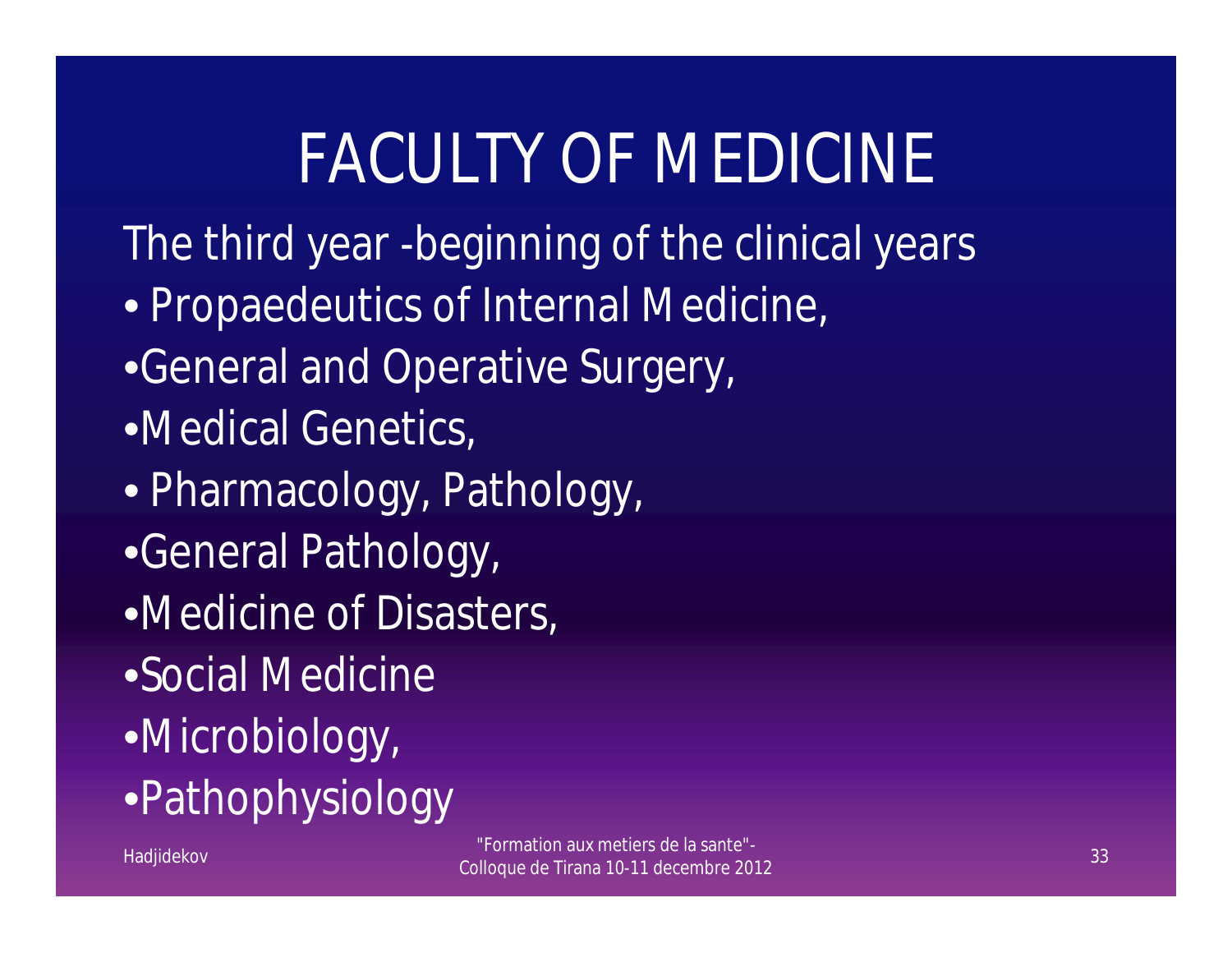# FACULTY OF MEDICINE

The third year -beginning of the clinical years

- Propaedeutics of Internal Medicine,
- General and Operative Surgery,
- Medical Genetics,
- Pharmacology, Pathology,
- General Pathology,
- Medicine of Disasters,
- Social Medicine
- Microbiology,
- Pathophysiology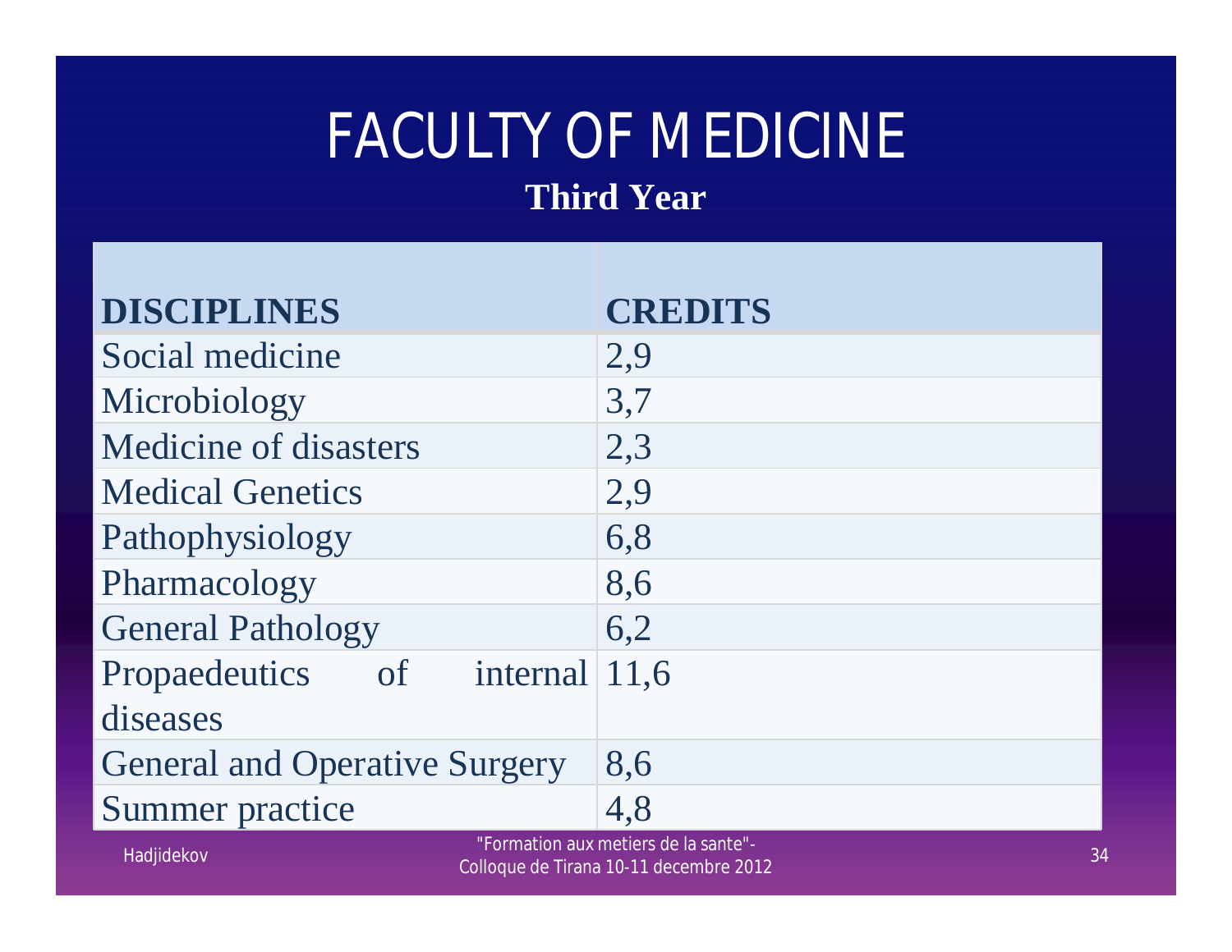# FACULTY OF MEDICINE

## Third Year

| DISCIPLINES | CREDITS |
|---|---|
| Social medicine | 2,9 |
| Microbiology | 3,7 |
| Medicine of disasters | 2,3 |
| Medical Genetics | 2,9 |
| Pathophysiology | 6,8 |
| Pharmacology | 8,6 |
| General Pathology | 6,2 |
| Propaedeutics of internal diseases | 11,6 |
| General and Operative Surgery | 8,6 |
| Summer practice | 4,8 |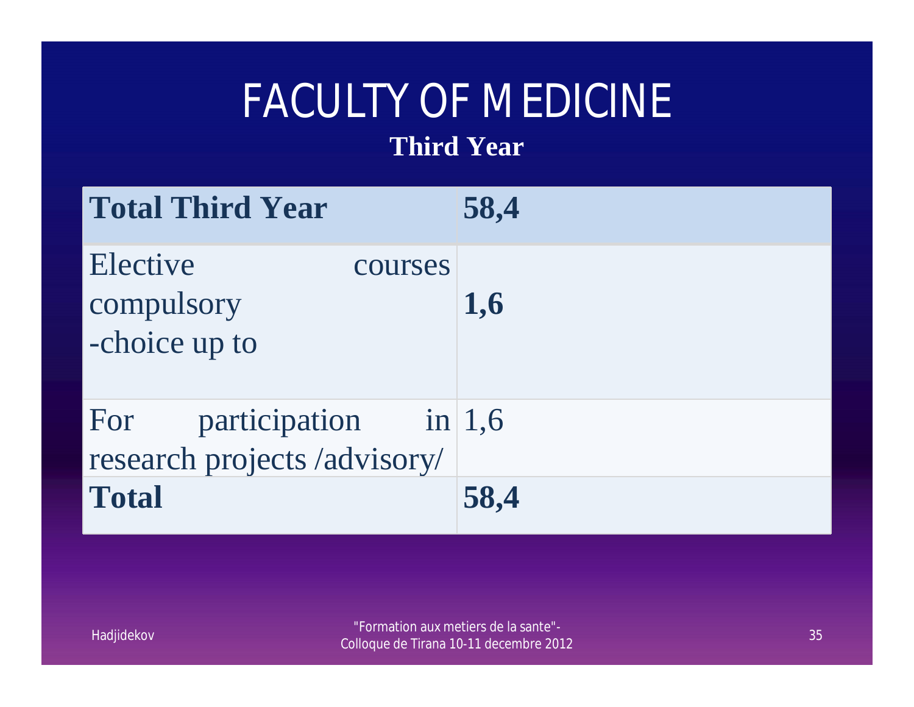# FACULTY OF MEDICINE

## Third Year

| **Total Third Year** | **58,4** |
|---|---|
| Elective courses compulsory -choice up to | **1,6** |
| For participation in research projects /advisory/ | 1,6 |
| **Total** | **58,4** |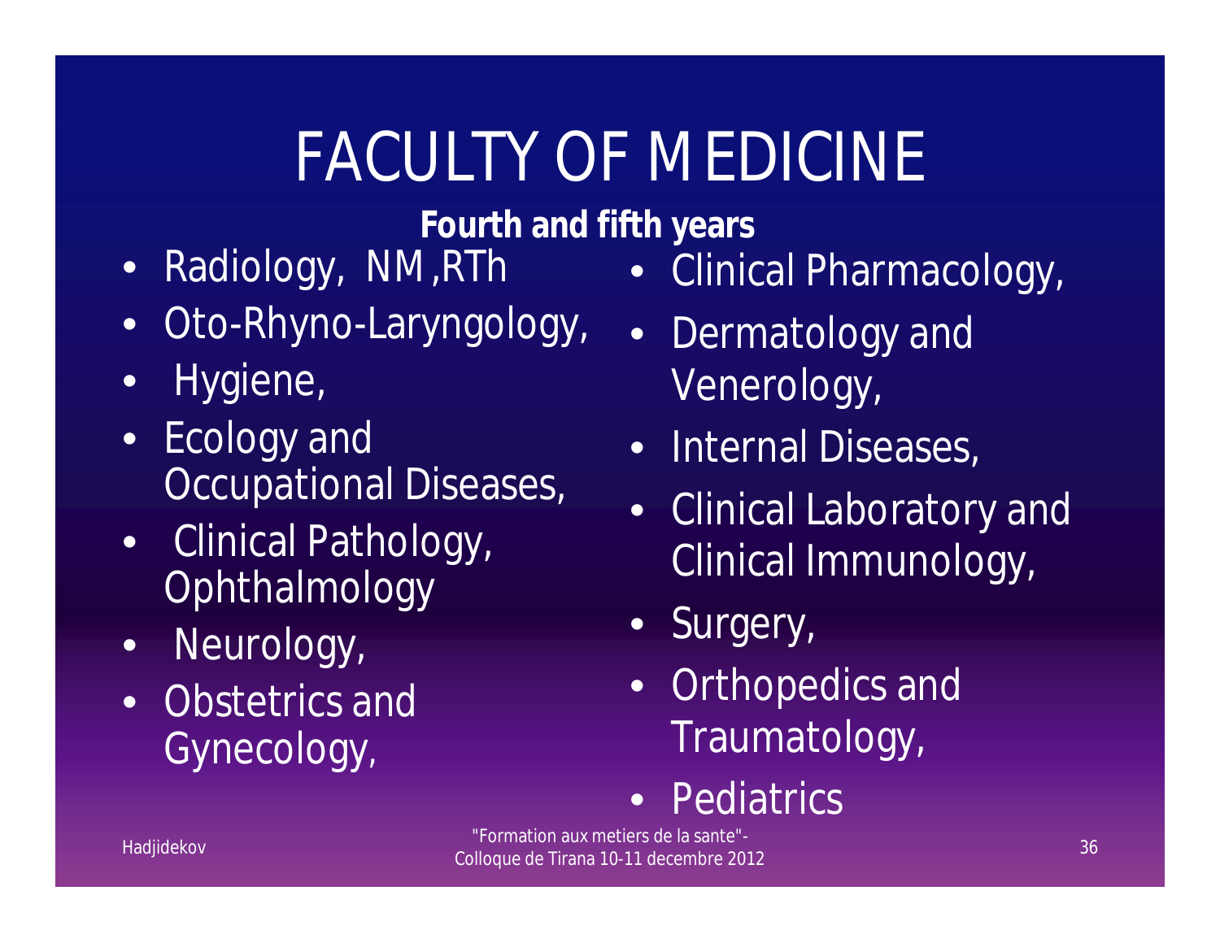# FACULTY OF MEDICINE

**Fourth and fifth years**

- Radiology, NM ,RTh
- Oto-Rhyno-Laryngology,
- Hygiene,
- Ecology and Occupational Diseases,
- Clinical Pathology, Ophthalmology
- Neurology,
- Obstetrics and Gynecology,
- Clinical Pharmacology,
- Dermatology and Venerology,
- Internal Diseases,
- Clinical Laboratory and Clinical Immunology,
- Surgery,
- Orthopedics and Traumatology,
- Pediatrics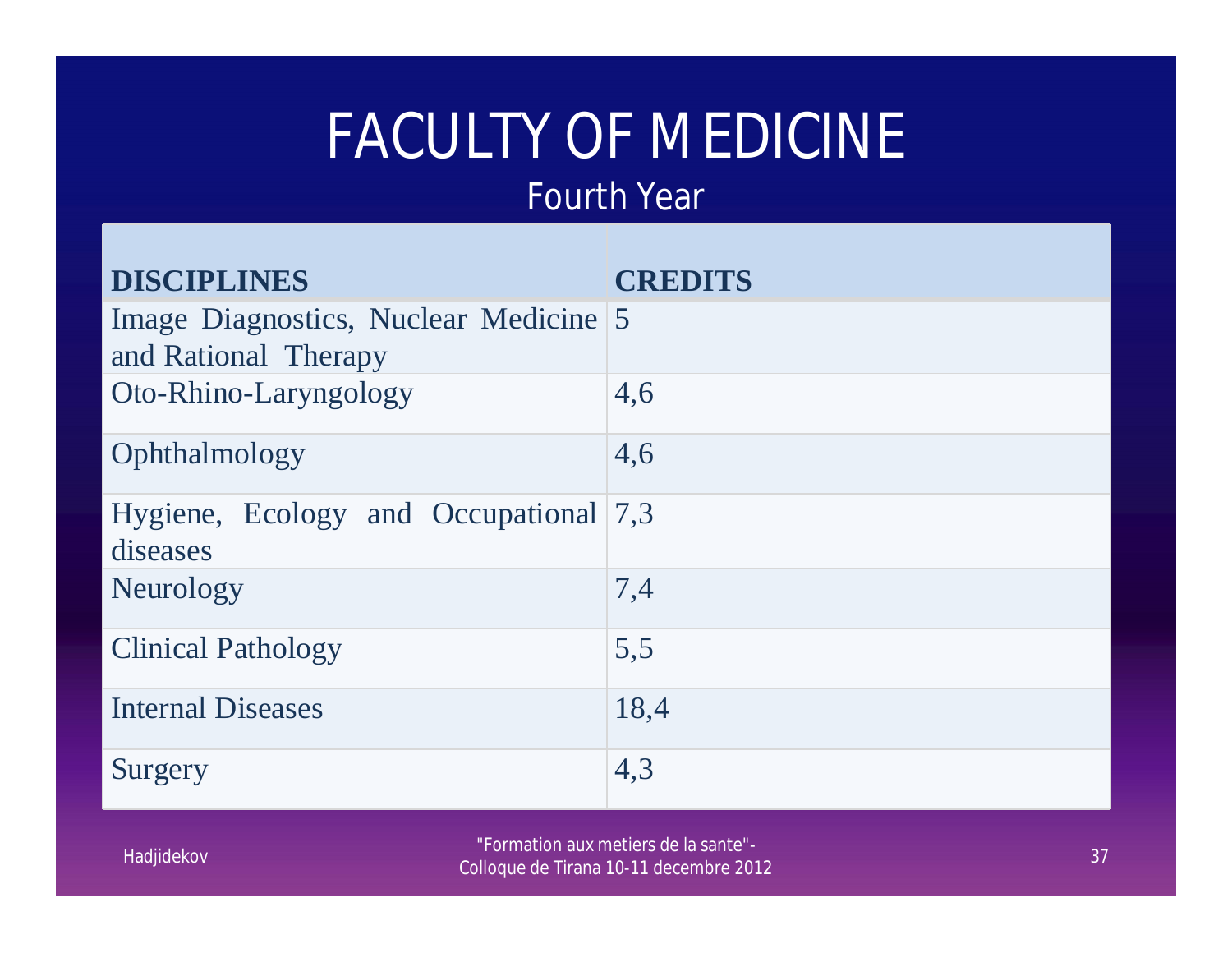# FACULTY OF MEDICINE

## Fourth Year

| DISCIPLINES | CREDITS |
|---|---|
| Image Diagnostics, Nuclear Medicine and Rational Therapy | 5 |
| Oto-Rhino-Laryngology | 4,6 |
| Ophthalmology | 4,6 |
| Hygiene, Ecology and Occupational diseases | 7,3 |
| Neurology | 7,4 |
| Clinical Pathology | 5,5 |
| Internal Diseases | 18,4 |
| Surgery | 4,3 |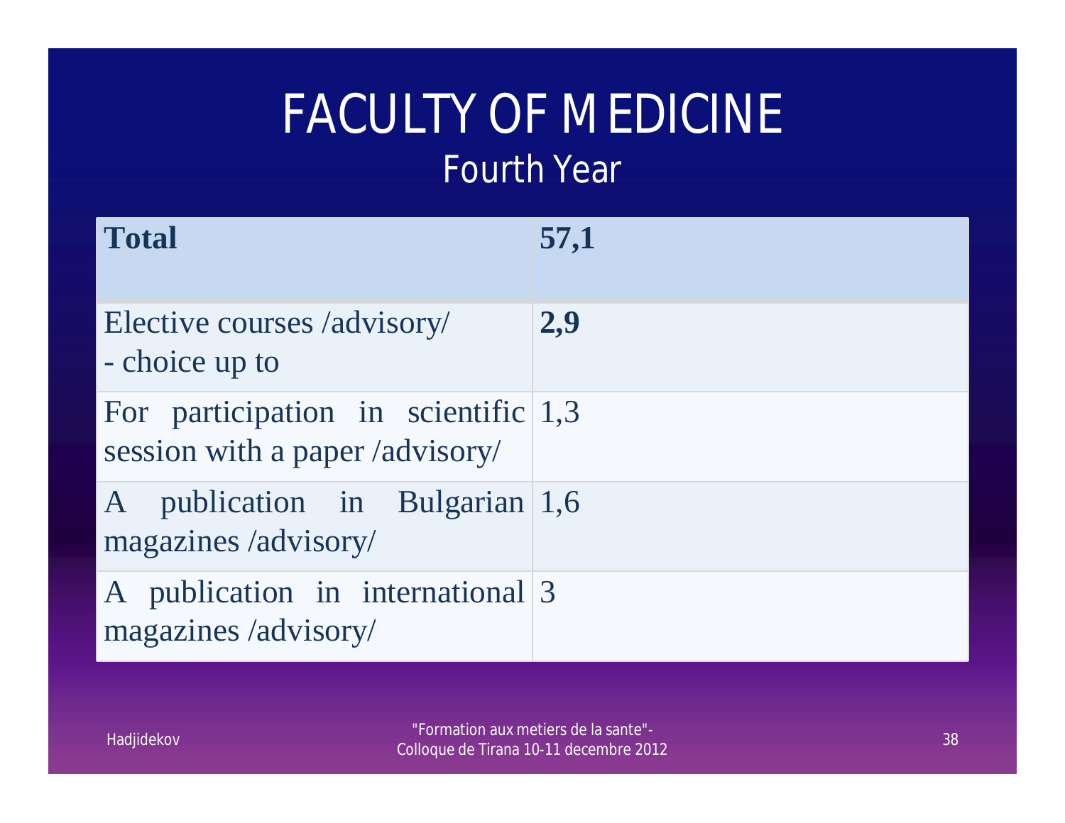# FACULTY OF MEDICINE

## Fourth Year

| **Total** | **57,1** |
|---|---|
| Elective courses /advisory/ - choice up to | **2,9** |
| For participation in scientific session with a paper /advisory/ | 1,3 |
| A publication in Bulgarian magazines /advisory/ | 1,6 |
| A publication in international magazines /advisory/ | 3 |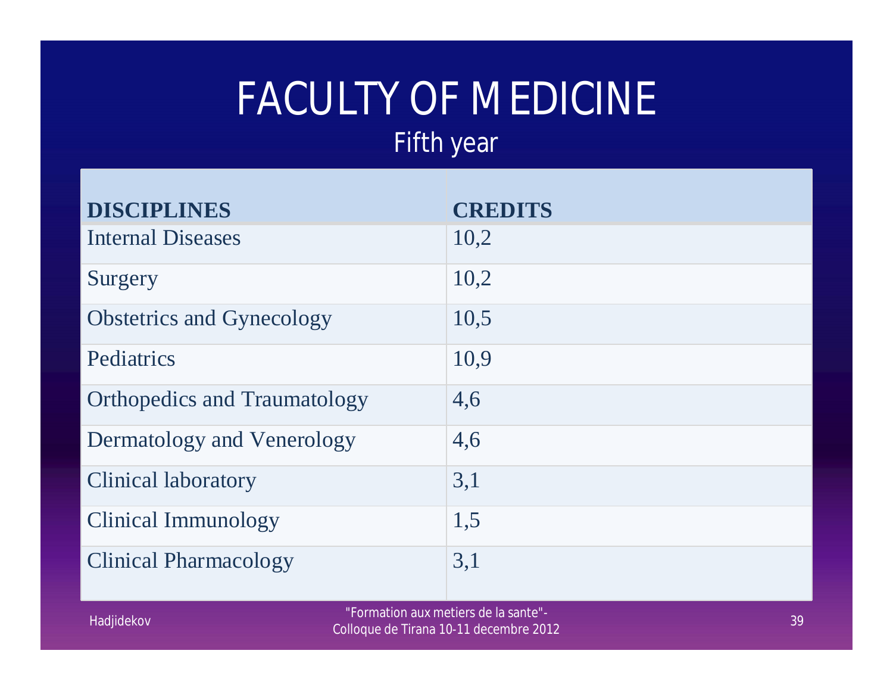# FACULTY OF MEDICINE

## Fifth year

| DISCIPLINES | CREDITS |
|---|---|
| Internal Diseases | 10,2 |
| Surgery | 10,2 |
| Obstetrics and Gynecology | 10,5 |
| Pediatrics | 10,9 |
| Orthopedics and Traumatology | 4,6 |
| Dermatology and Venerology | 4,6 |
| Clinical laboratory | 3,1 |
| Clinical Immunology | 1,5 |
| Clinical Pharmacology | 3,1 |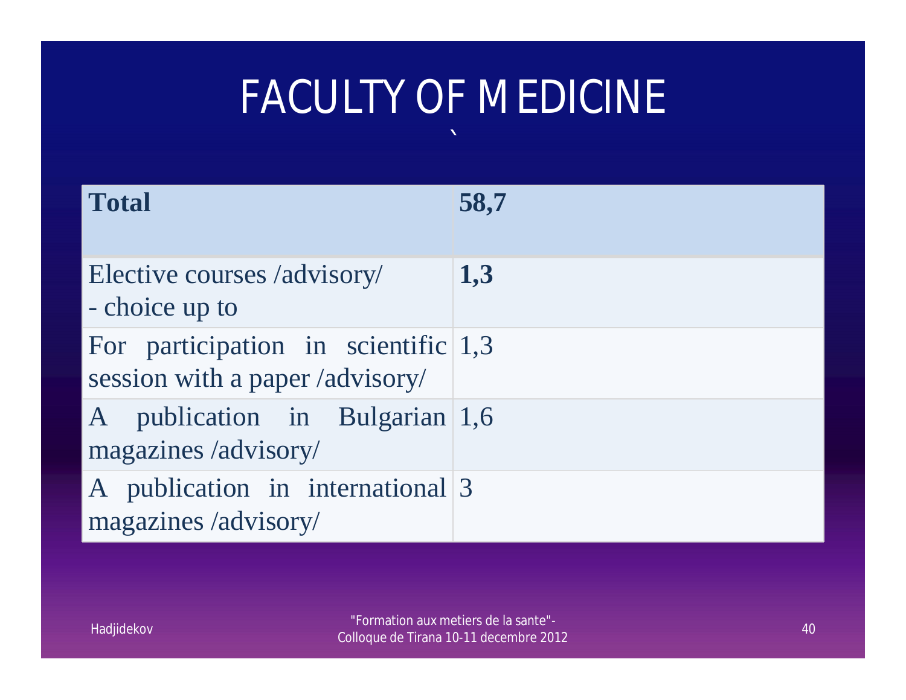# FACULTY OF MEDICINE

| **Total** | **58,7** |
|---|---|
| Elective courses /advisory/<br>- choice up to | **1,3** |
| For participation in scientific session with a paper /advisory/ | 1,3 |
| A publication in Bulgarian magazines /advisory/ | 1,6 |
| A publication in international magazines /advisory/ | 3 |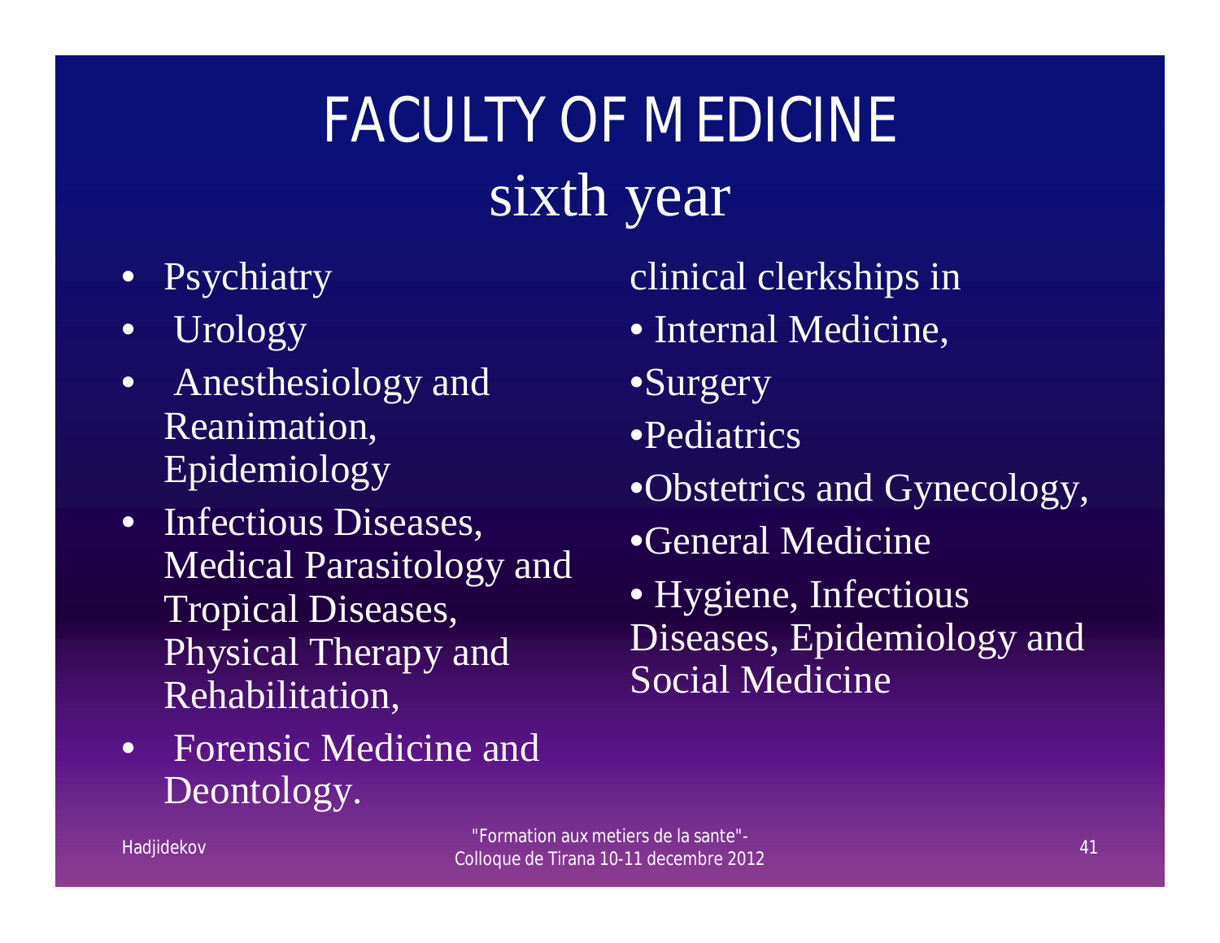# FACULTY OF MEDICINE
## sixth year

- Psychiatry
- Urology
- Anesthesiology and Reanimation, Epidemiology
- Infectious Diseases, Medical Parasitology and Tropical Diseases, Physical Therapy and Rehabilitation,
- Forensic Medicine and Deontology.

clinical clerkships in

- Internal Medicine,
- Surgery
- Pediatrics
- Obstetrics and Gynecology,
- General Medicine
- Hygiene, Infectious Diseases, Epidemiology and Social Medicine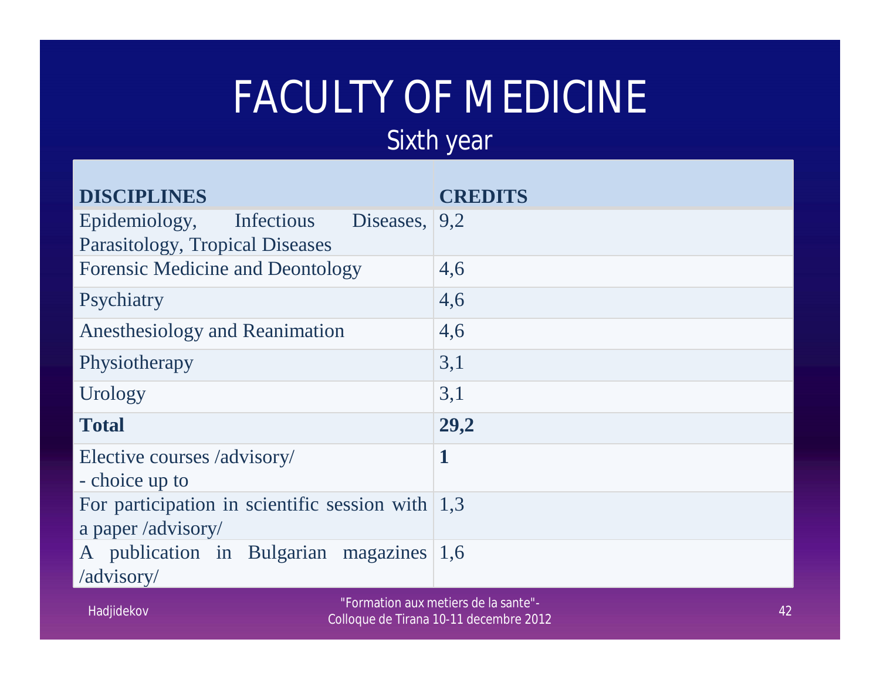# FACULTY OF MEDICINE

## Sixth year

| **DISCIPLINES** | **CREDITS** |
|---|---|
| Epidemiology, Infectious Diseases, Parasitology, Tropical Diseases | 9,2 |
| Forensic Medicine and Deontology | 4,6 |
| Psychiatry | 4,6 |
| Anesthesiology and Reanimation | 4,6 |
| Physiotherapy | 3,1 |
| Urology | 3,1 |
| **Total** | **29,2** |
| Elective courses /advisory/ - choice up to | **1** |
| For participation in scientific session with a paper /advisory/ | 1,3 |
| A publication in Bulgarian magazines /advisory/ | 1,6 |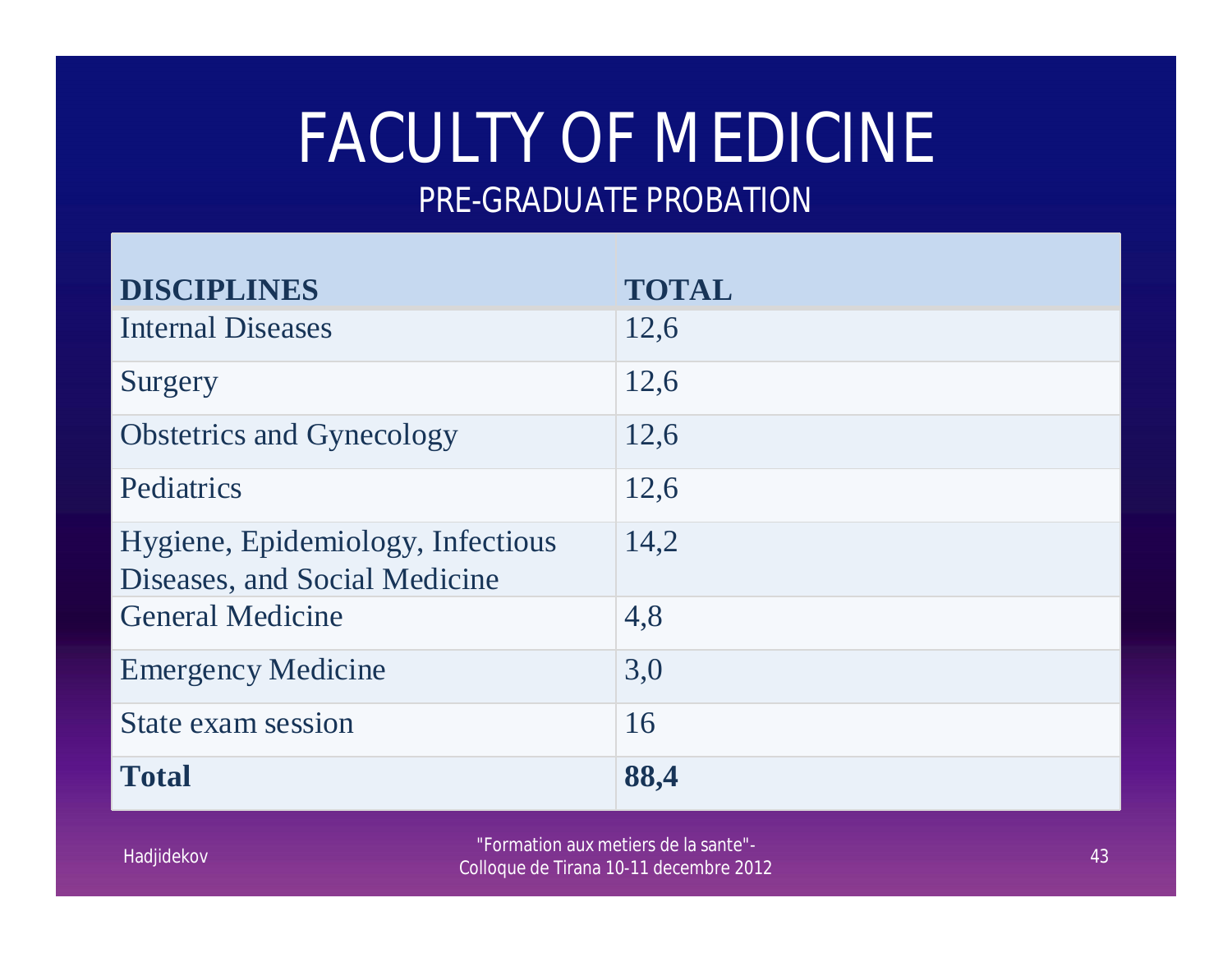# FACULTY OF MEDICINE

## PRE-GRADUATE PROBATION

| DISCIPLINES | TOTAL |
|---|---|
| Internal Diseases | 12,6 |
| Surgery | 12,6 |
| Obstetrics and Gynecology | 12,6 |
| Pediatrics | 12,6 |
| Hygiene, Epidemiology, Infectious Diseases, and Social Medicine | 14,2 |
| General Medicine | 4,8 |
| Emergency Medicine | 3,0 |
| State exam session | 16 |
| **Total** | **88,4** |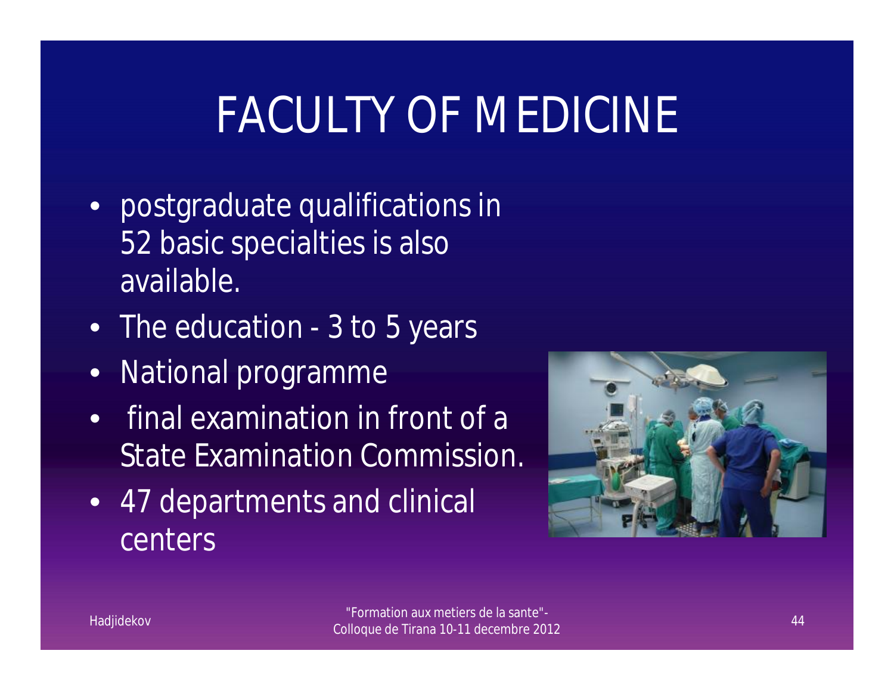# FACULTY OF MEDICINE

- postgraduate qualifications in 52 basic specialties is also available.
- The education - 3 to 5 years
- National programme
- final examination in front of a State Examination Commission.
- 47 departments and clinical centers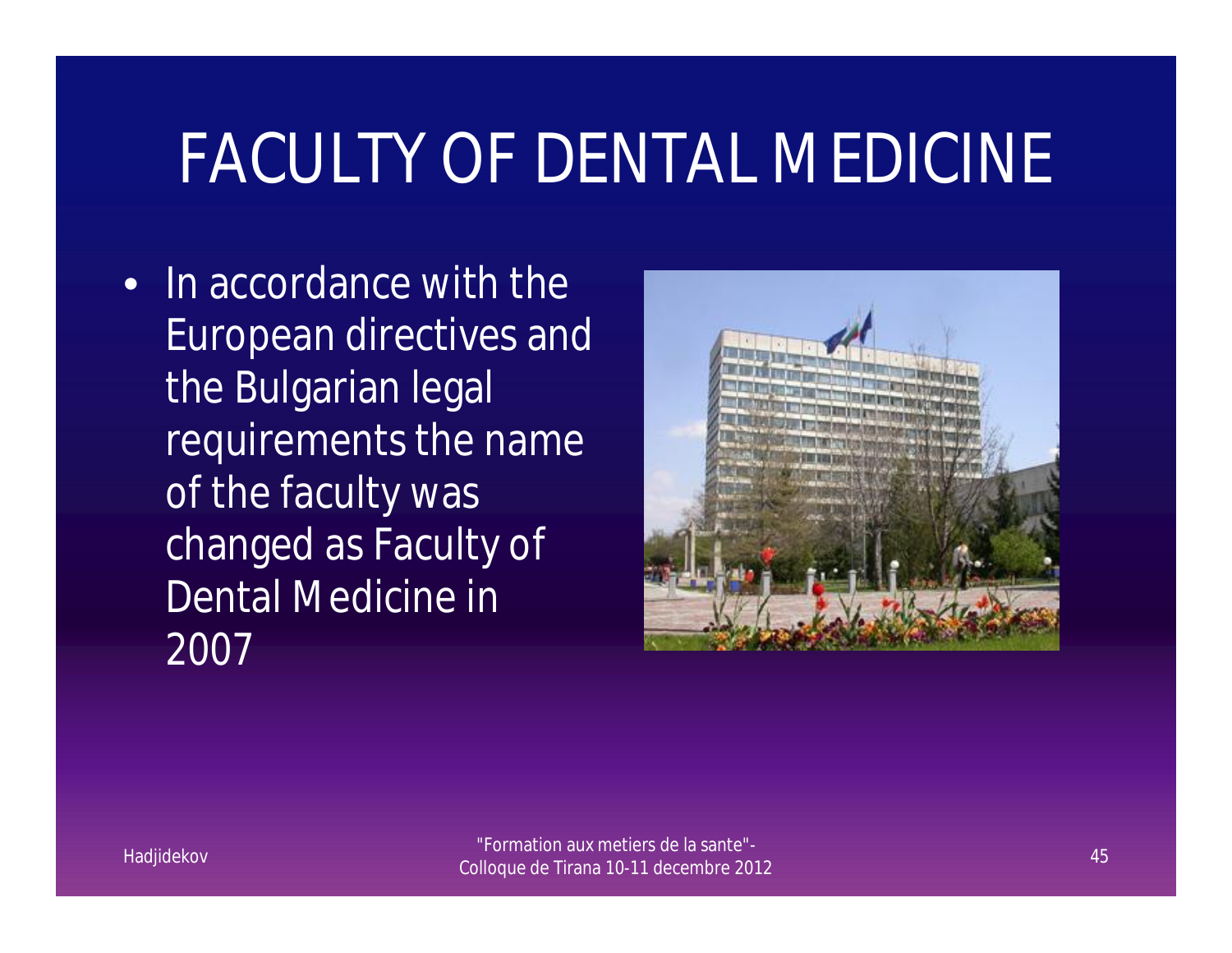# FACULTY OF DENTAL MEDICINE

- In accordance with the European directives and the Bulgarian legal requirements the name of the faculty was changed as Faculty of Dental Medicine in 2007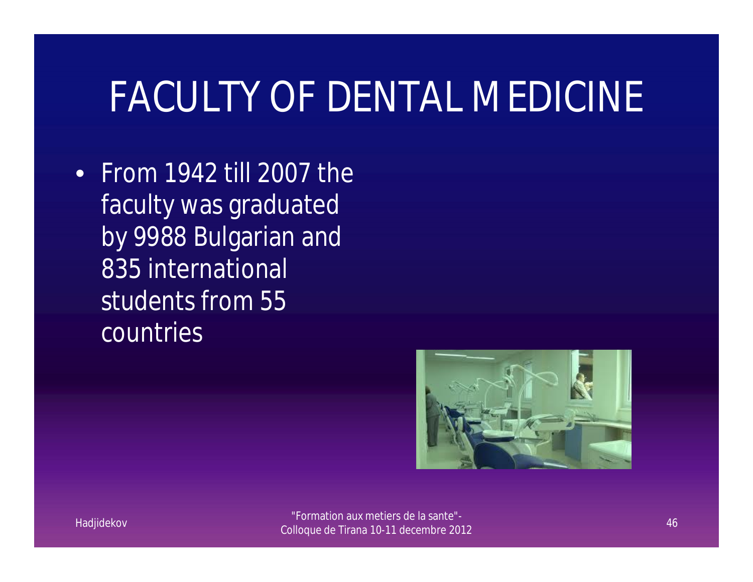# FACULTY OF DENTAL MEDICINE

- From 1942 till 2007 the faculty was graduated by 9988 Bulgarian and 835 international students from 55 countries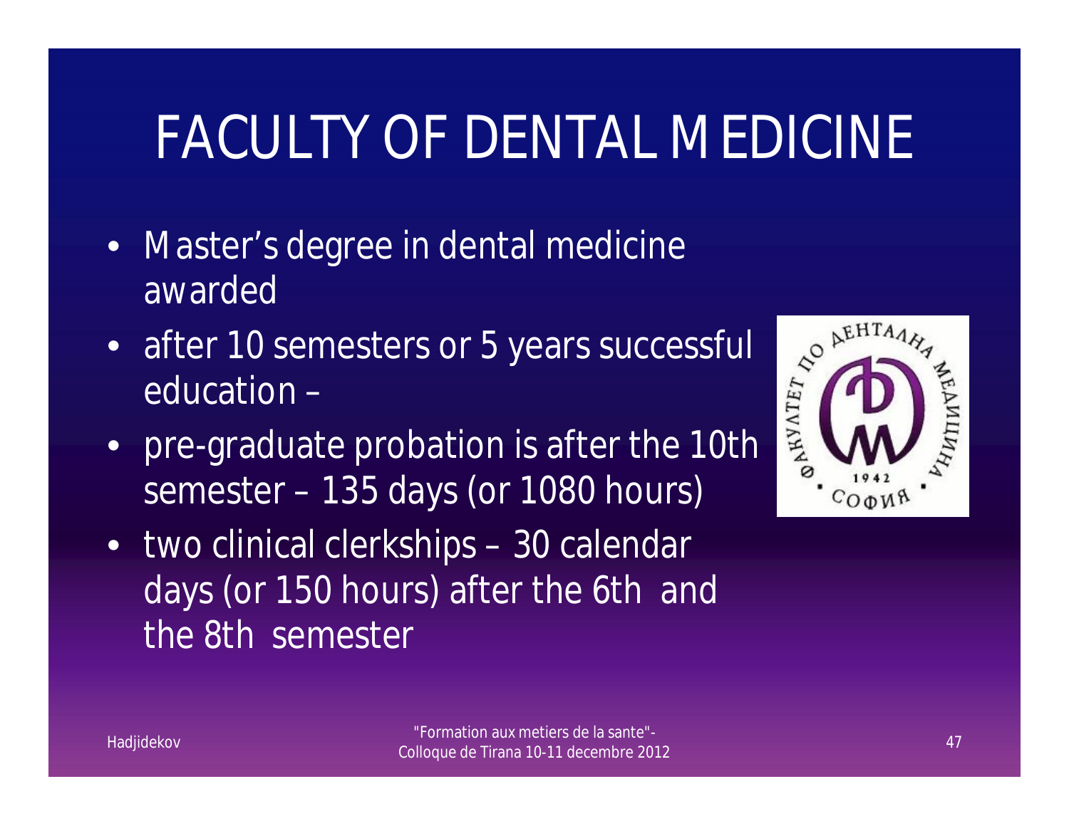# FACULTY OF DENTAL MEDICINE

- Master's degree in dental medicine awarded
- after 10 semesters or 5 years successful education –
- pre-graduate probation is after the 10th semester – 135 days (or 1080 hours)
- two clinical clerkships – 30 calendar days (or 150 hours) after the 6th and the 8th semester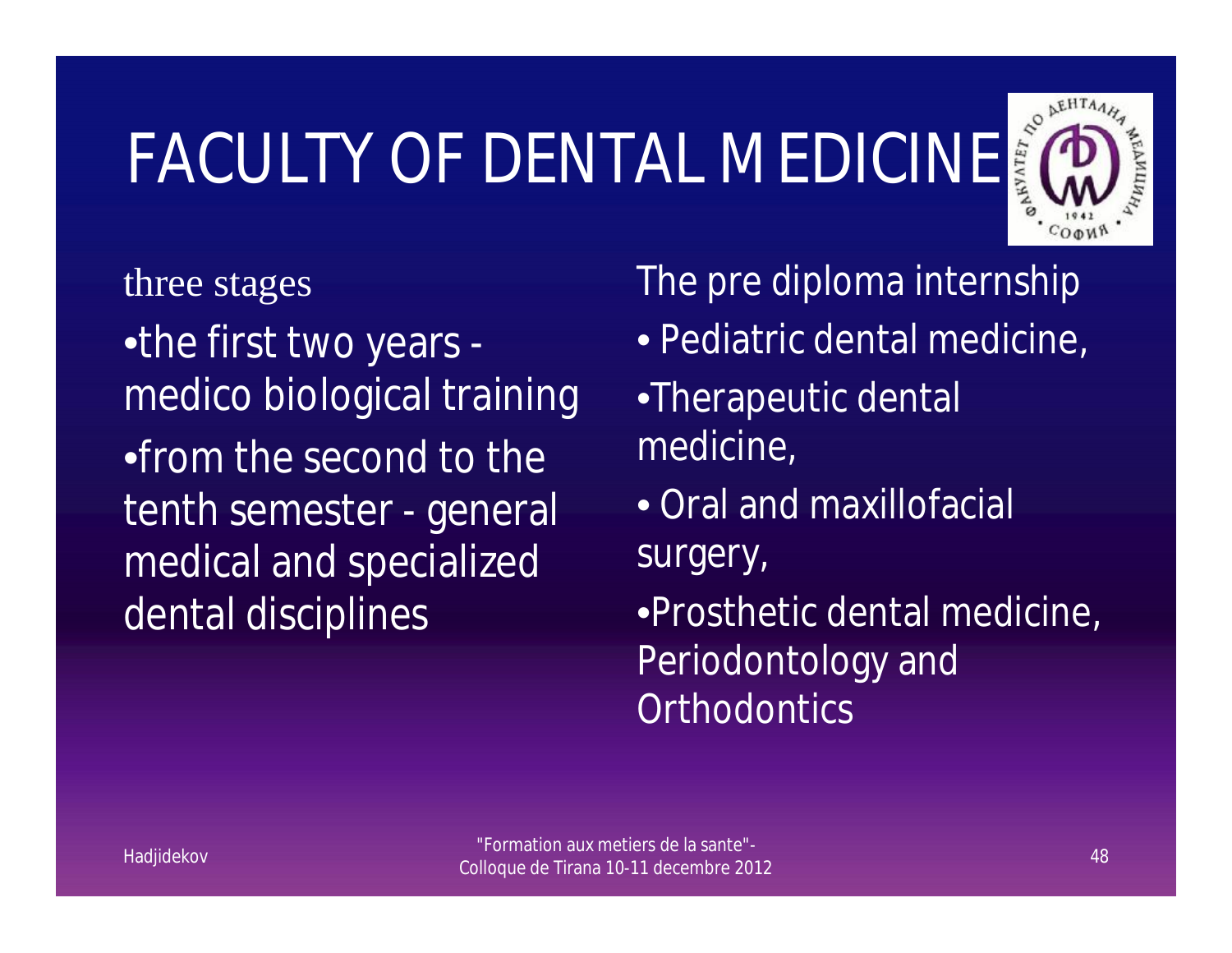# FACULTY OF DENTAL MEDICINE

three stages

- the first two years - medico biological training
- from the second to the tenth semester - general medical and specialized dental disciplines

The pre diploma internship

- Pediatric dental medicine,
- Therapeutic dental medicine,
- Oral and maxillofacial surgery,
- Prosthetic dental medicine, Periodontology and Orthodontics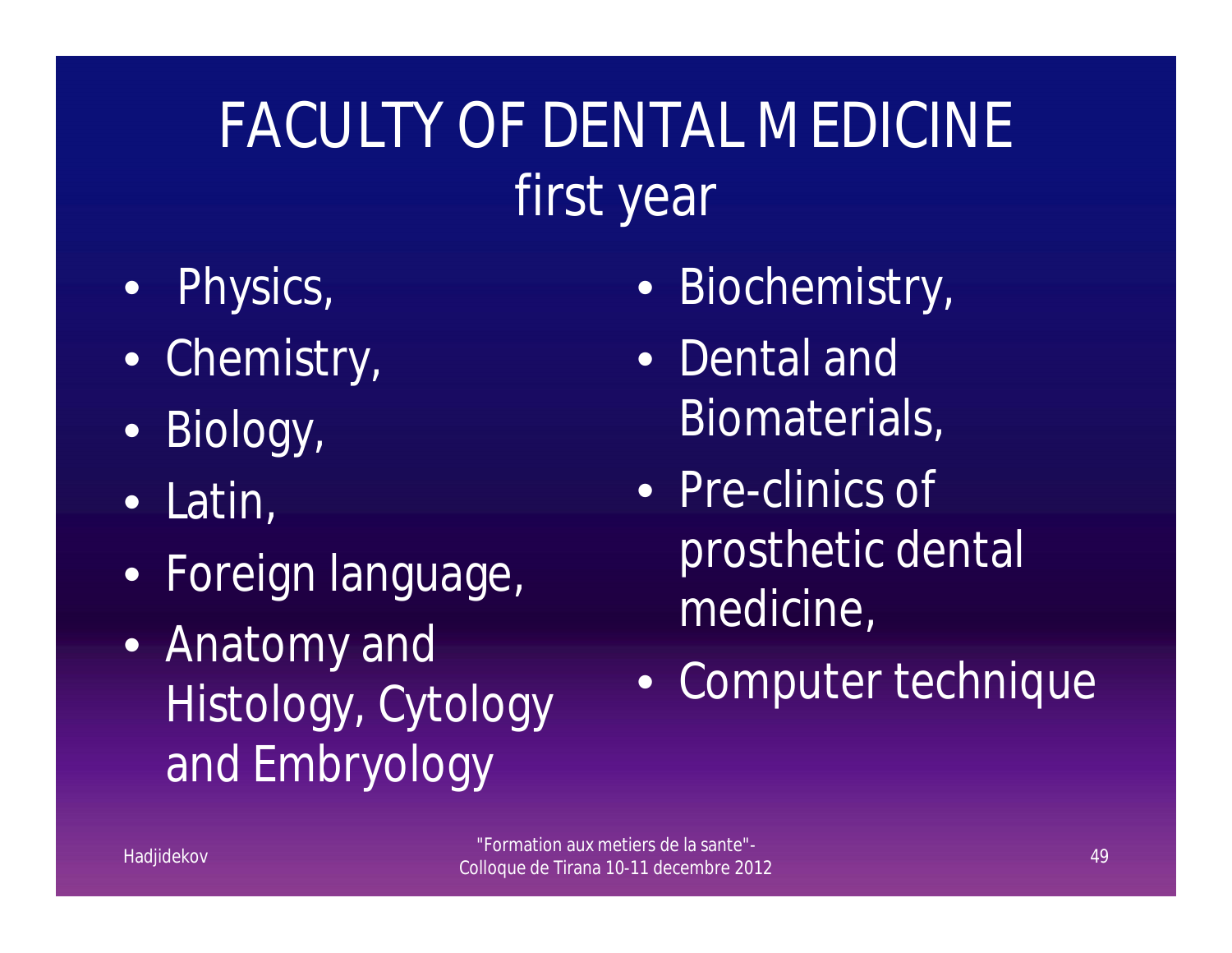# FACULTY OF DENTAL MEDICINE first year

- Physics,
- Chemistry,
- Biology,
- Latin,
- Foreign language,
- Anatomy and Histology, Cytology and Embryology
- Biochemistry,
- Dental and Biomaterials,
- Pre-clinics of prosthetic dental medicine,
- Computer technique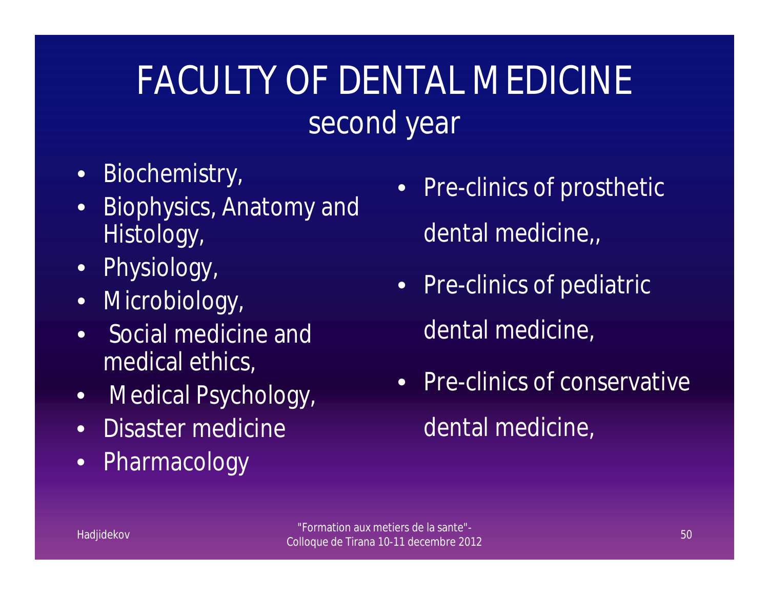# FACULTY OF DENTAL MEDICINE
## second year

- Biochemistry,
- Biophysics, Anatomy and Histology,
- Physiology,
- Microbiology,
- Social medicine and medical ethics,
- Medical Psychology,
- Disaster medicine
- Pharmacology
- Pre-clinics of prosthetic dental medicine,,
- Pre-clinics of pediatric dental medicine,
- Pre-clinics of conservative dental medicine,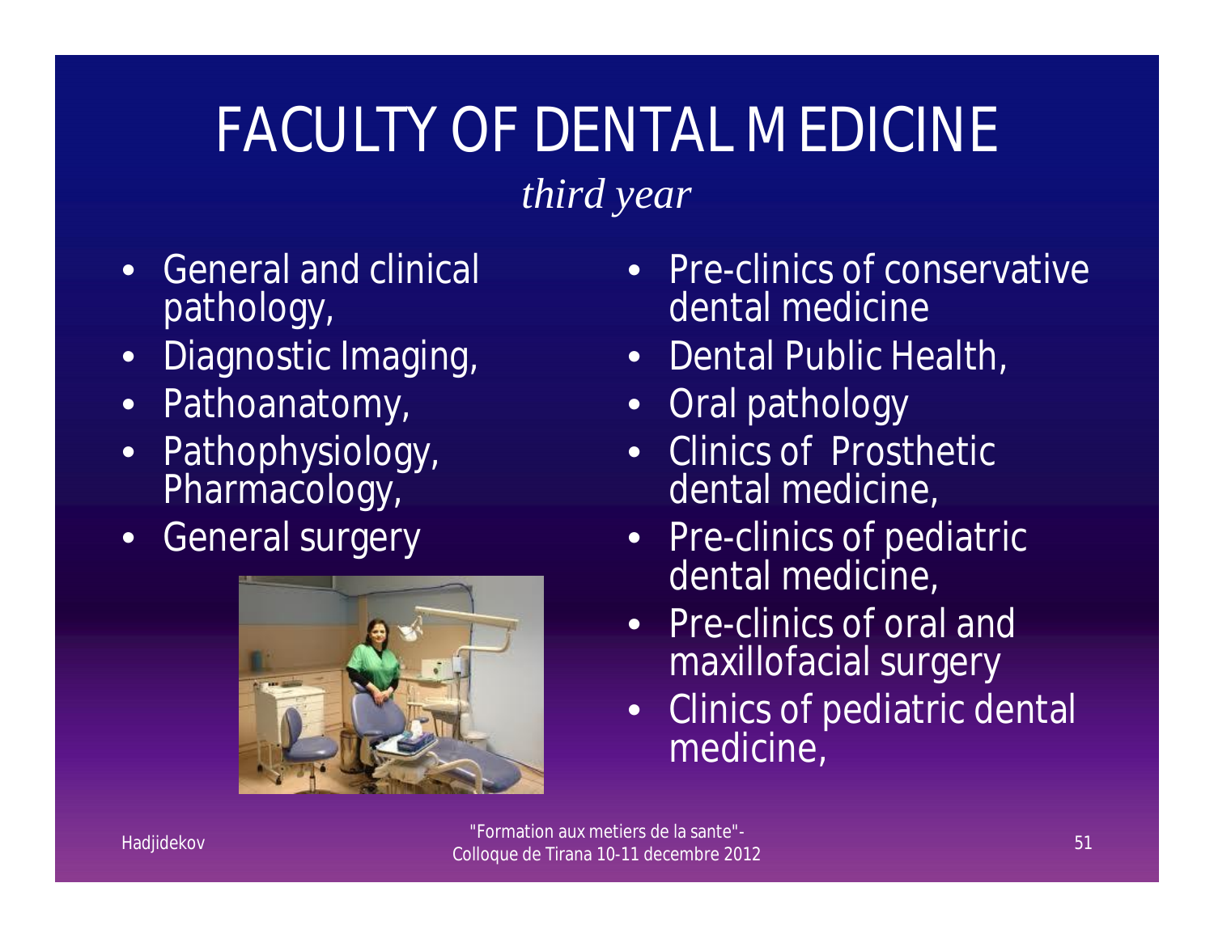# FACULTY OF DENTAL MEDICINE

*third year*

- General and clinical pathology,
- Diagnostic Imaging,
- Pathoanatomy,
- Pathophysiology, Pharmacology,
- General surgery
- Pre-clinics of conservative dental medicine
- Dental Public Health,
- Oral pathology
- Clinics of Prosthetic dental medicine,
- Pre-clinics of pediatric dental medicine,
- Pre-clinics of oral and maxillofacial surgery
- Clinics of pediatric dental medicine,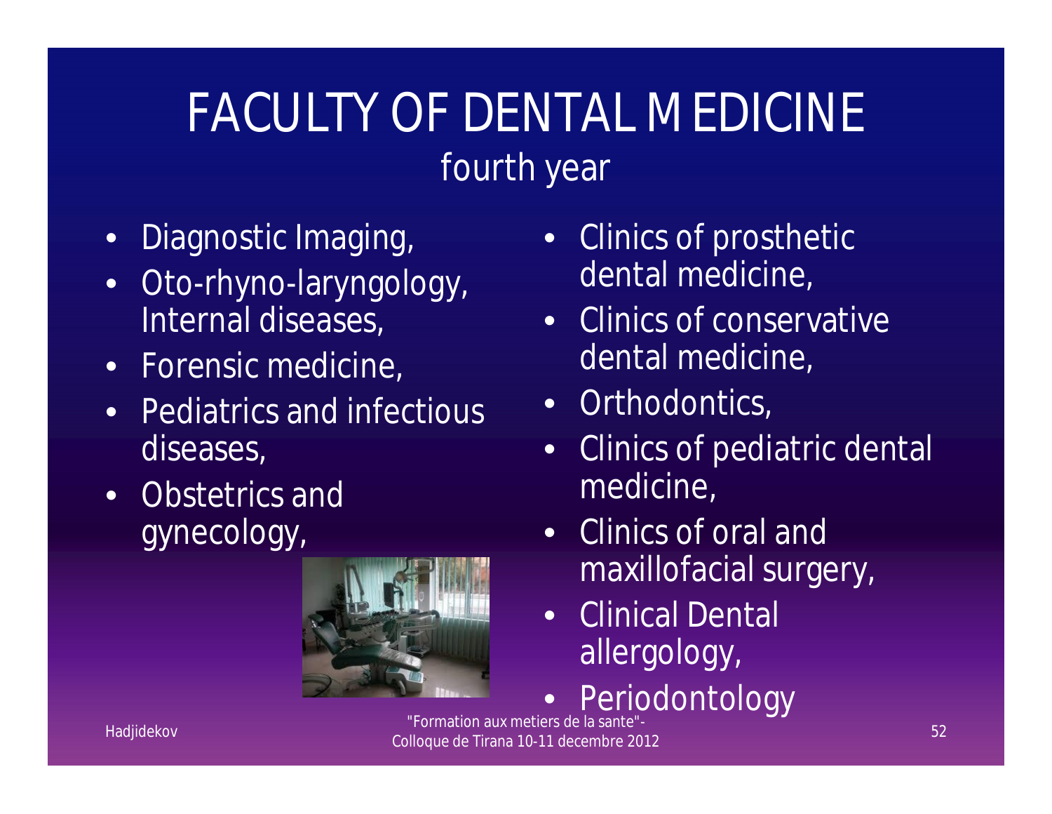# FACULTY OF DENTAL MEDICINE

## fourth year

- Diagnostic Imaging,
- Oto-rhyno-laryngology, Internal diseases,
- Forensic medicine,
- Pediatrics and infectious diseases,
- Obstetrics and gynecology,
- Clinics of prosthetic dental medicine,
- Clinics of conservative dental medicine,
- Orthodontics,
- Clinics of pediatric dental medicine,
- Clinics of oral and maxillofacial surgery,
- Clinical Dental allergology,
- Periodontology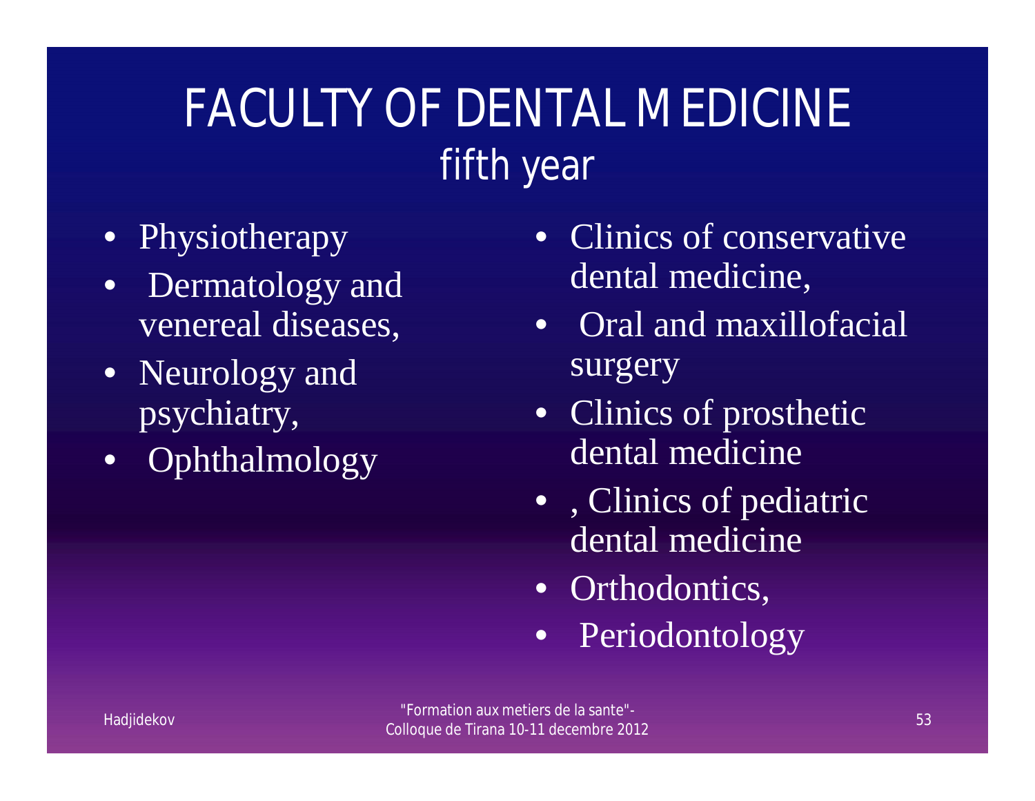# FACULTY OF DENTAL MEDICINE
## fifth year

- Physiotherapy
- Dermatology and venereal diseases,
- Neurology and psychiatry,
- Ophthalmology
- Clinics of conservative dental medicine,
- Oral and maxillofacial surgery
- Clinics of prosthetic dental medicine
- , Clinics of pediatric dental medicine
- Orthodontics,
- Periodontology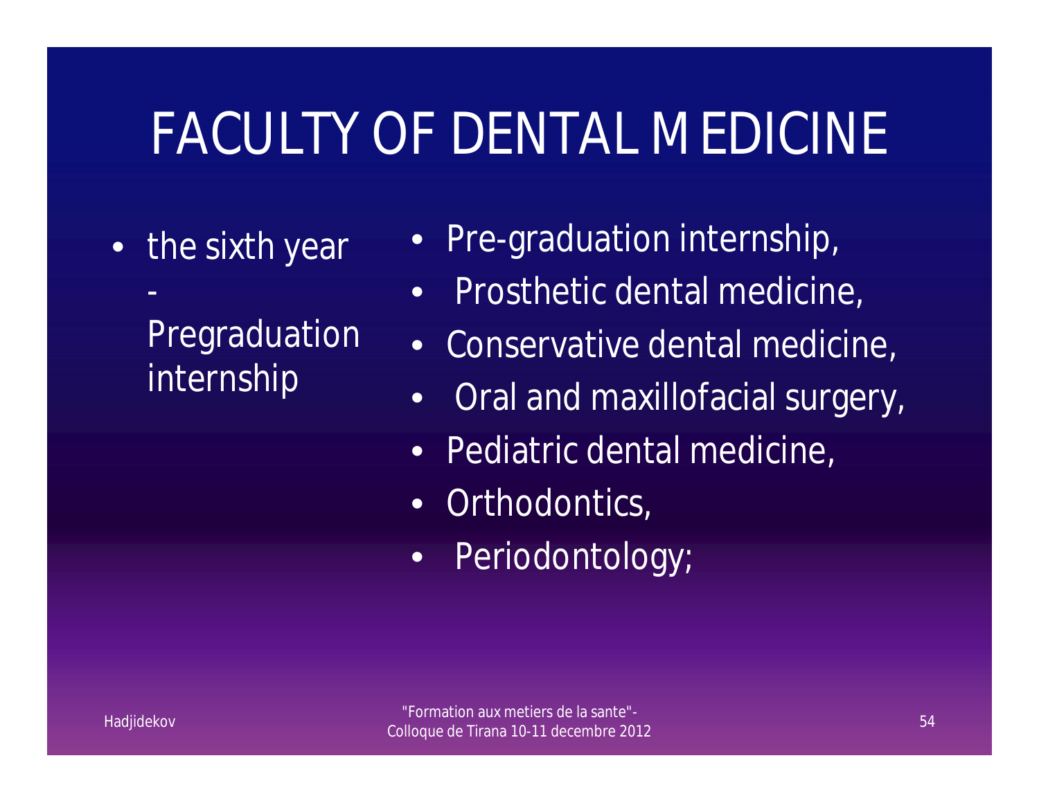# FACULTY OF DENTAL MEDICINE

- the sixth year - Pregraduation internship

- Pre-graduation internship,
- Prosthetic dental medicine,
- Conservative dental medicine,
- Oral and maxillofacial surgery,
- Pediatric dental medicine,
- Orthodontics,
- Periodontology;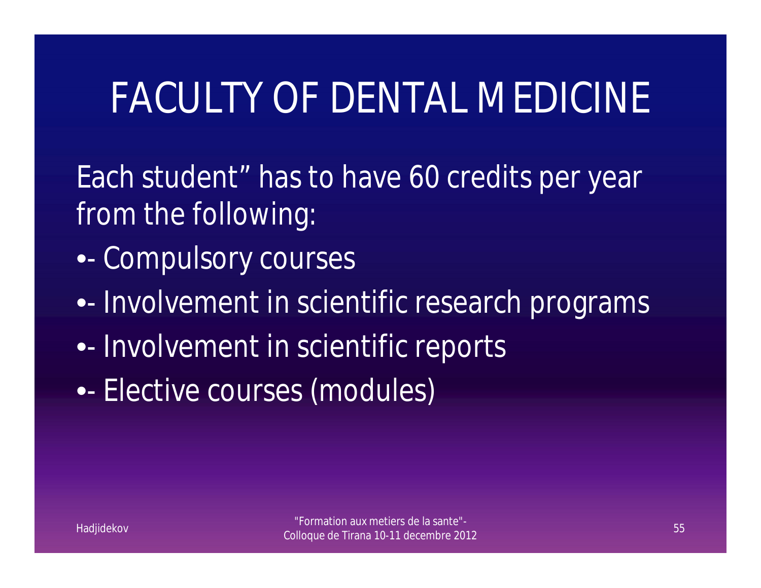# FACULTY OF DENTAL MEDICINE

Each student" has to have 60 credits per year from the following:

- \- Compulsory courses
- \- Involvement in scientific research programs
- \- Involvement in scientific reports
- \- Elective courses (modules)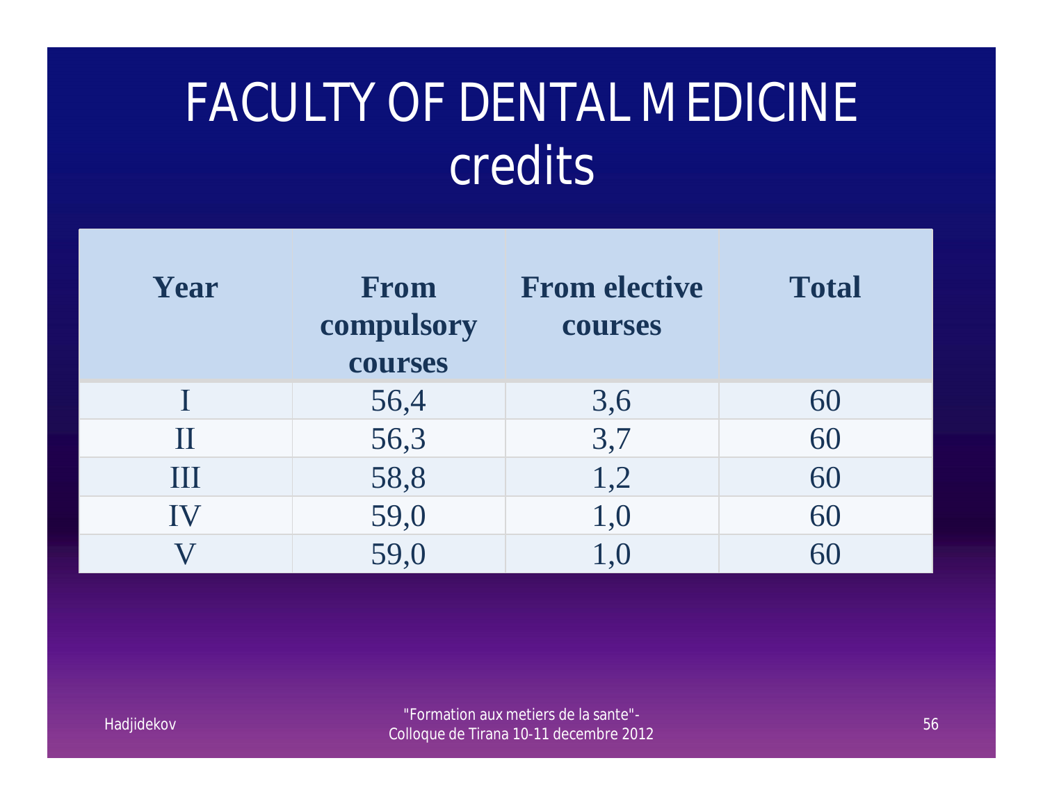# FACULTY OF DENTAL MEDICINE credits

| Year | From compulsory courses | From elective courses | Total |
|---|---|---|---|
| I | 56,4 | 3,6 | 60 |
| II | 56,3 | 3,7 | 60 |
| III | 58,8 | 1,2 | 60 |
| IV | 59,0 | 1,0 | 60 |
| V | 59,0 | 1,0 | 60 |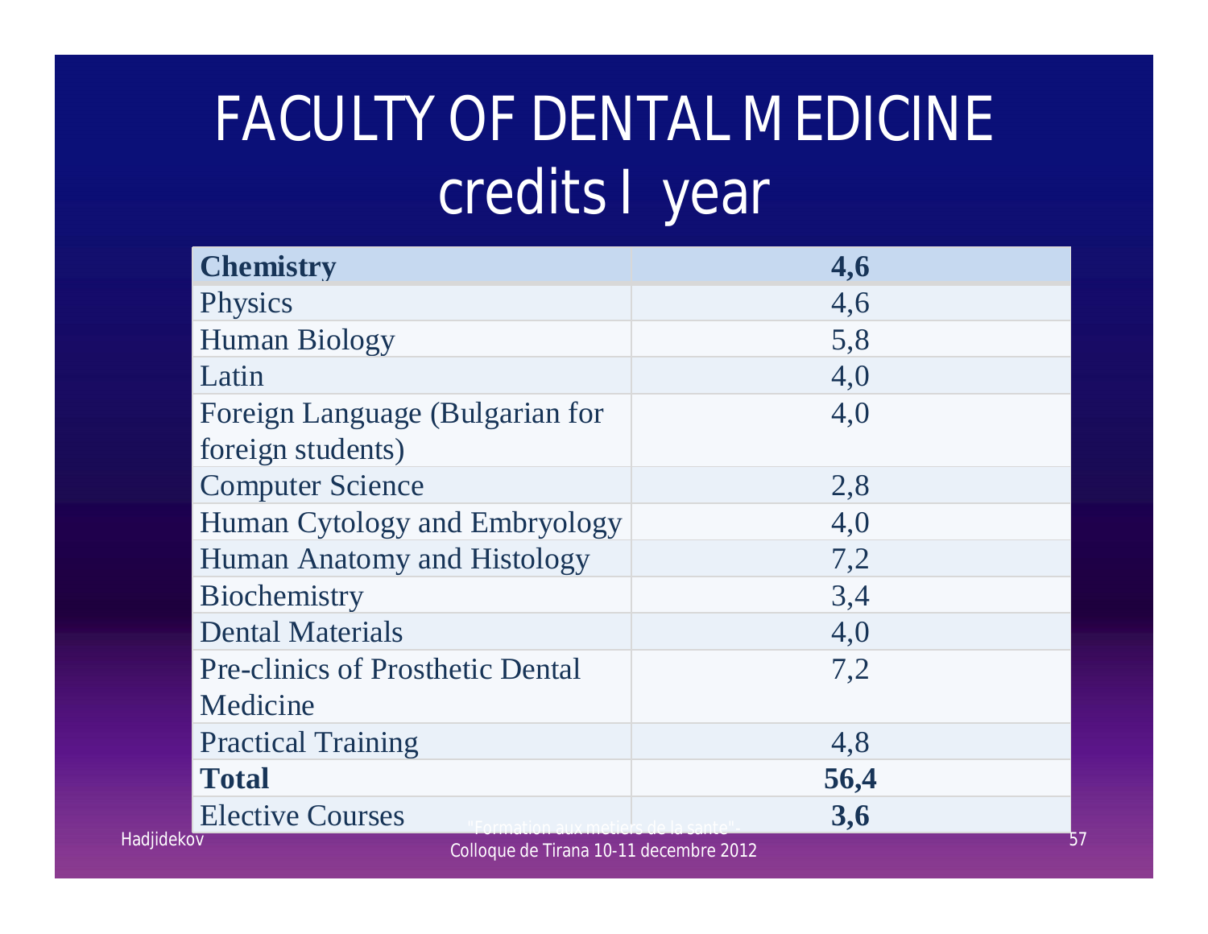# FACULTY OF DENTAL MEDICINE credits I year

| **Chemistry** | **4,6** |
| --- | --- |
| Physics | 4,6 |
| Human Biology | 5,8 |
| Latin | 4,0 |
| Foreign Language (Bulgarian for foreign students) | 4,0 |
| Computer Science | 2,8 |
| Human Cytology and Embryology | 4,0 |
| Human Anatomy and Histology | 7,2 |
| Biochemistry | 3,4 |
| Dental Materials | 4,0 |
| Pre-clinics of Prosthetic Dental Medicine | 7,2 |
| Practical Training | 4,8 |
| **Total** | **56,4** |
| Elective Courses | **3,6** |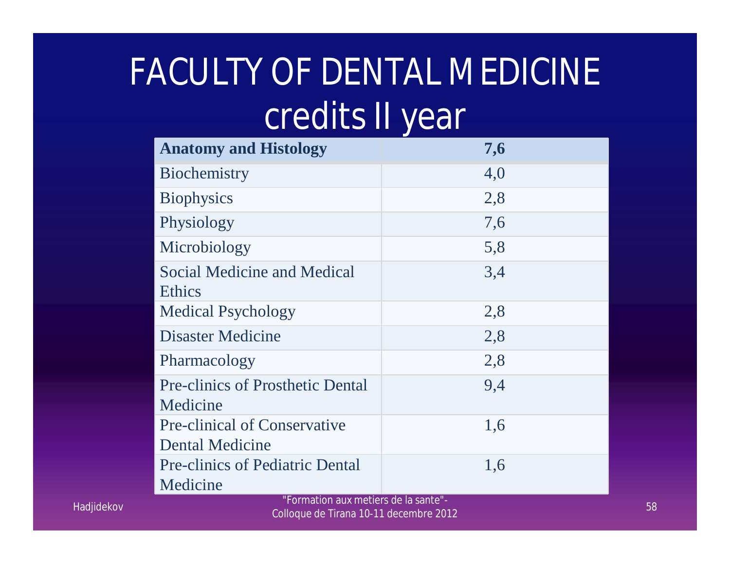# FACULTY OF DENTAL MEDICINE credits II year

| **Anatomy and Histology** | **7,6** |
|---|---|
| Biochemistry | 4,0 |
| Biophysics | 2,8 |
| Physiology | 7,6 |
| Microbiology | 5,8 |
| Social Medicine and Medical Ethics | 3,4 |
| Medical Psychology | 2,8 |
| Disaster Medicine | 2,8 |
| Pharmacology | 2,8 |
| Pre-clinics of Prosthetic Dental Medicine | 9,4 |
| Pre-clinical of Conservative Dental Medicine | 1,6 |
| Pre-clinics of Pediatric Dental Medicine | 1,6 |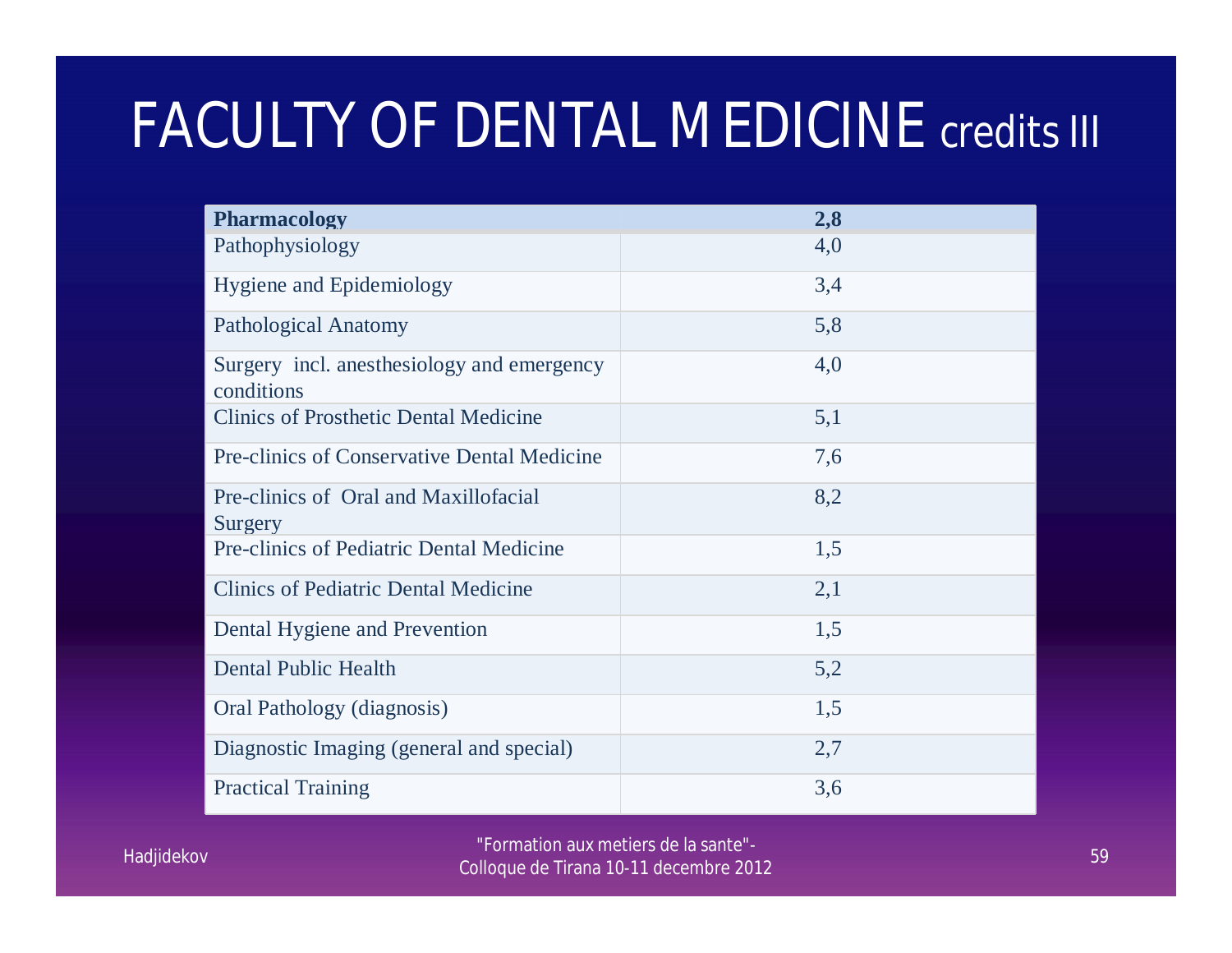# FACULTY OF DENTAL MEDICINE credits III

| **Pharmacology** | **2,8** |
|---|---|
| Pathophysiology | 4,0 |
| Hygiene and Epidemiology | 3,4 |
| Pathological Anatomy | 5,8 |
| Surgery incl. anesthesiology and emergency conditions | 4,0 |
| Clinics of Prosthetic Dental Medicine | 5,1 |
| Pre-clinics of Conservative Dental Medicine | 7,6 |
| Pre-clinics of Oral and Maxillofacial Surgery | 8,2 |
| Pre-clinics of Pediatric Dental Medicine | 1,5 |
| Clinics of Pediatric Dental Medicine | 2,1 |
| Dental Hygiene and Prevention | 1,5 |
| Dental Public Health | 5,2 |
| Oral Pathology (diagnosis) | 1,5 |
| Diagnostic Imaging (general and special) | 2,7 |
| Practical Training | 3,6 |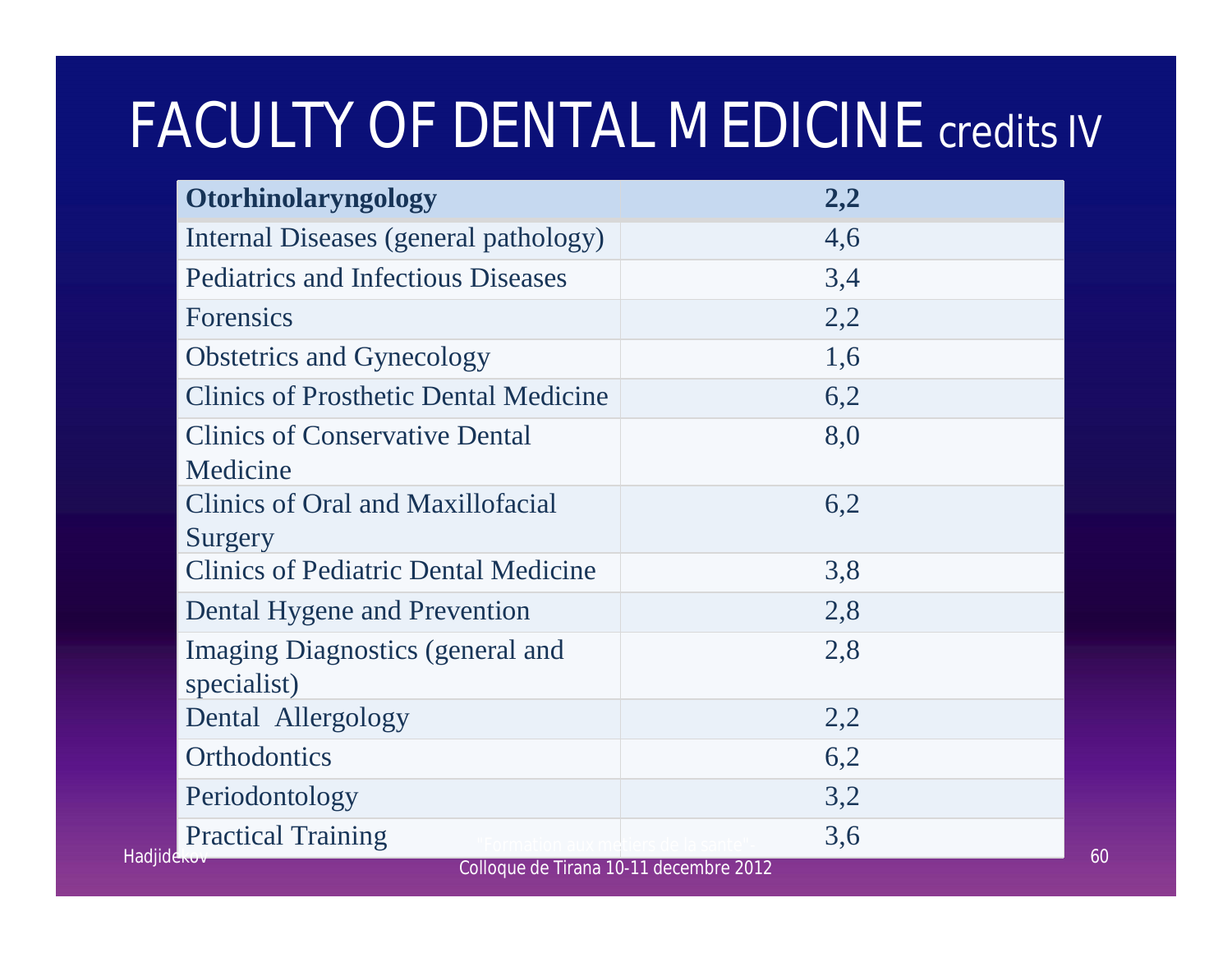# FACULTY OF DENTAL MEDICINE credits IV

| **Otorhinolaryngology** | **2,2** |
| --- | --- |
| Internal Diseases (general pathology) | 4,6 |
| Pediatrics and Infectious Diseases | 3,4 |
| Forensics | 2,2 |
| Obstetrics and Gynecology | 1,6 |
| Clinics of Prosthetic Dental Medicine | 6,2 |
| Clinics of Conservative Dental Medicine | 8,0 |
| Clinics of Oral and Maxillofacial Surgery | 6,2 |
| Clinics of Pediatric Dental Medicine | 3,8 |
| Dental Hygene and Prevention | 2,8 |
| Imaging Diagnostics (general and specialist) | 2,8 |
| Dental  Allergology | 2,2 |
| Orthodontics | 6,2 |
| Periodontology | 3,2 |
| Practical Training | 3,6 |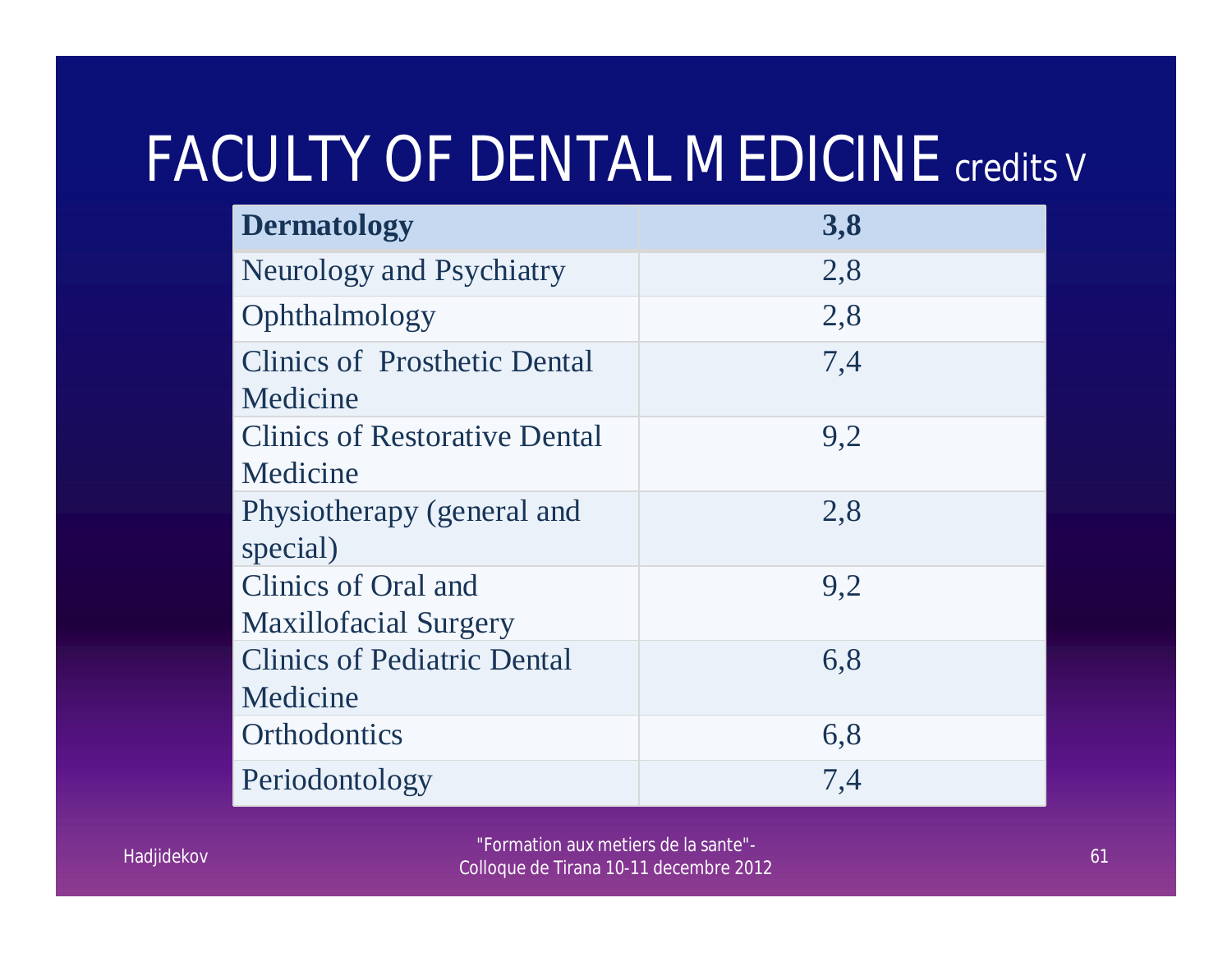# FACULTY OF DENTAL MEDICINE credits V

| **Dermatology** | **3,8** |
|---|---|
| Neurology and Psychiatry | 2,8 |
| Ophthalmology | 2,8 |
| Clinics of Prosthetic Dental Medicine | 7,4 |
| Clinics of Restorative Dental Medicine | 9,2 |
| Physiotherapy (general and special) | 2,8 |
| Clinics of Oral and Maxillofacial Surgery | 9,2 |
| Clinics of Pediatric Dental Medicine | 6,8 |
| Orthodontics | 6,8 |
| Periodontology | 7,4 |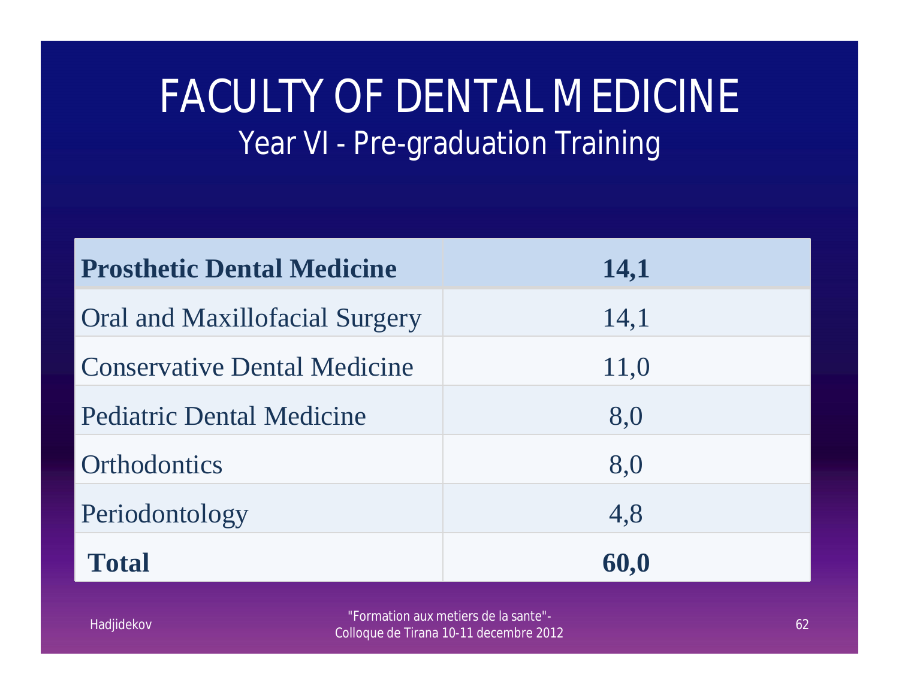# FACULTY OF DENTAL MEDICINE

## Year VI - Pre-graduation Training

| **Prosthetic Dental Medicine** | **14,1** |
|---|---|
| Oral and Maxillofacial Surgery | 14,1 |
| Conservative Dental Medicine | 11,0 |
| Pediatric Dental Medicine | 8,0 |
| Orthodontics | 8,0 |
| Periodontology | 4,8 |
| **Total** | **60,0** |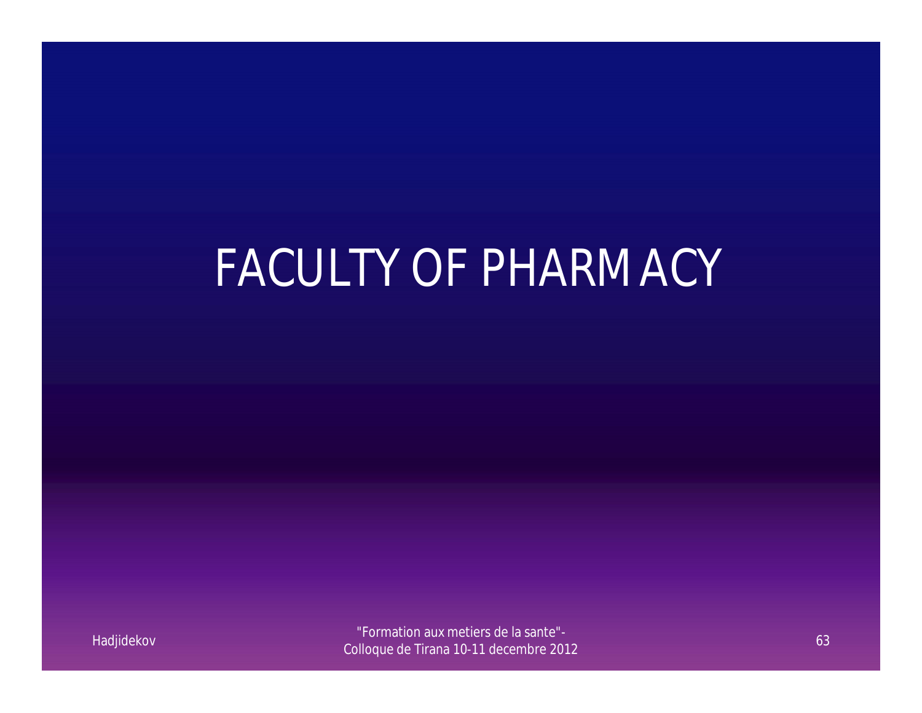# FACULTY OF PHARMACY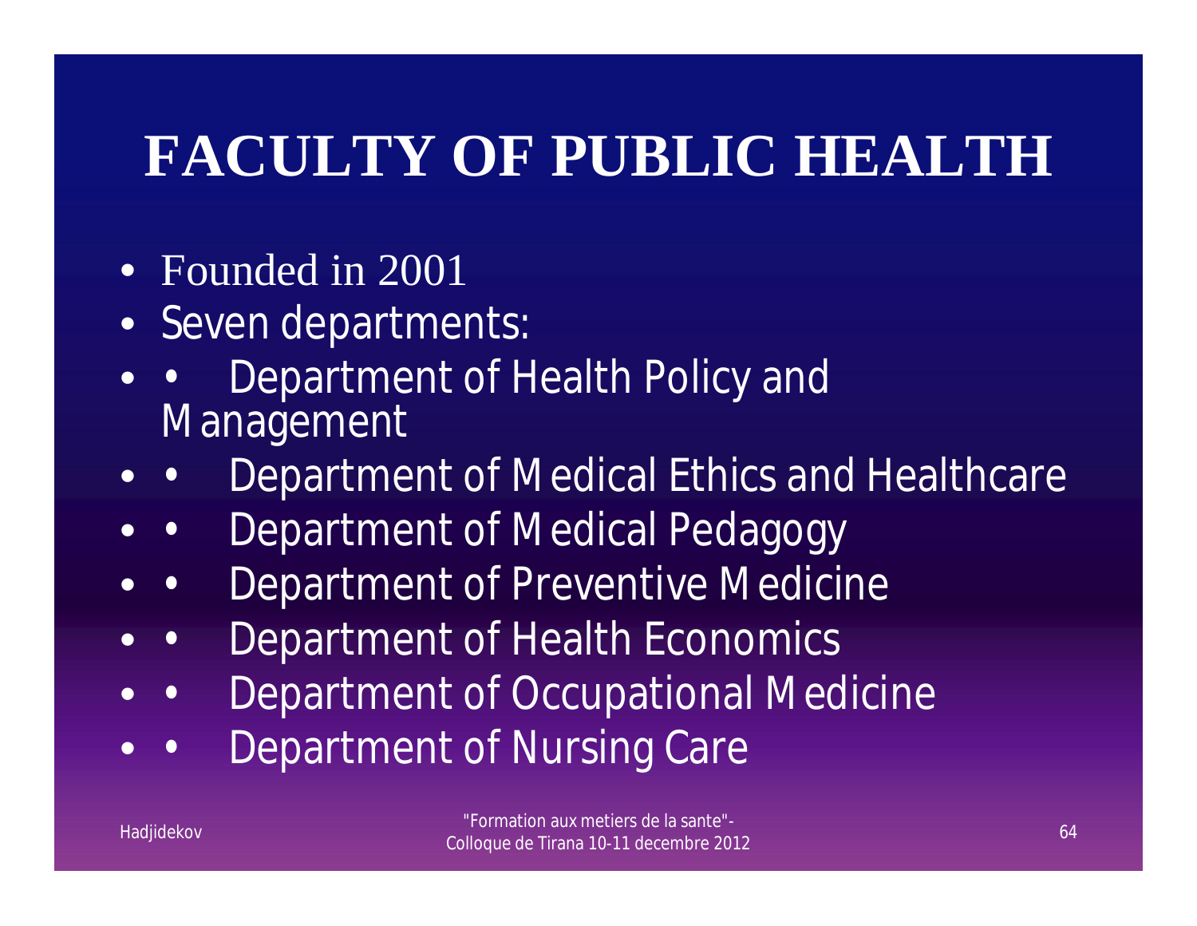# FACULTY OF PUBLIC HEALTH

- Founded in 2001
- Seven departments:
- • Department of Health Policy and Management
- • Department of Medical Ethics and Healthcare
- • Department of Medical Pedagogy
- • Department of Preventive Medicine
- • Department of Health Economics
- • Department of Occupational Medicine
- • Department of Nursing Care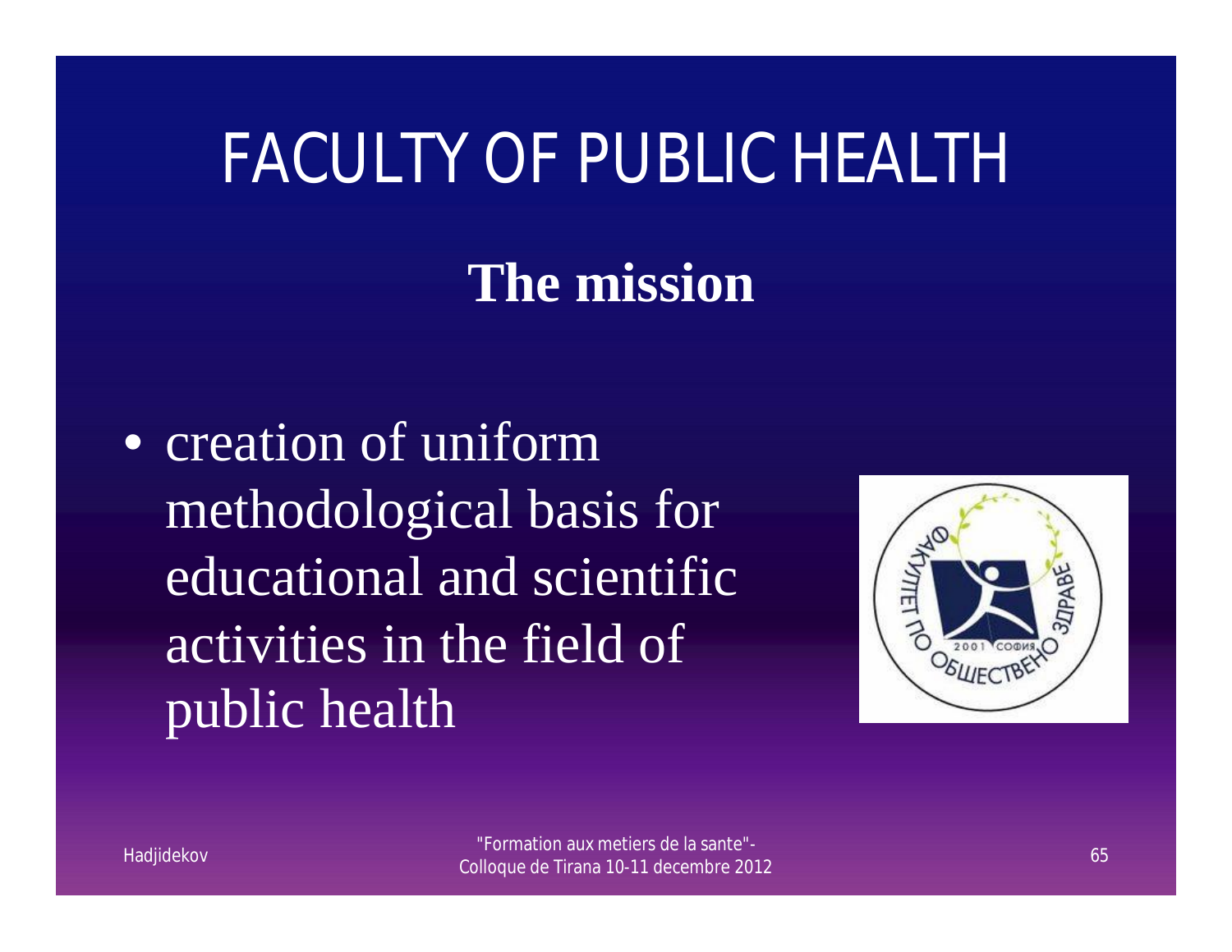# FACULTY OF PUBLIC HEALTH

## The mission

- creation of uniform methodological basis for educational and scientific activities in the field of public health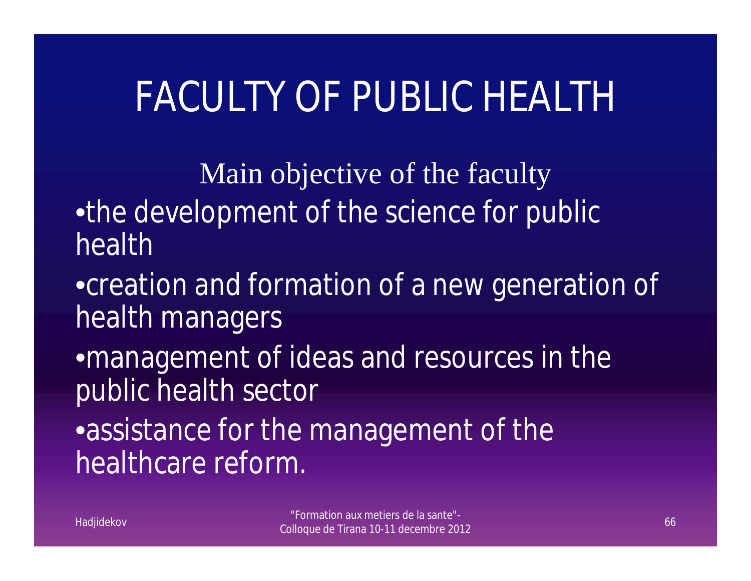# FACULTY OF PUBLIC HEALTH

Main objective of the faculty

- the development of the science for public health
- creation and formation of a new generation of health managers
- management of ideas and resources in the public health sector
- assistance for the management of the healthcare reform.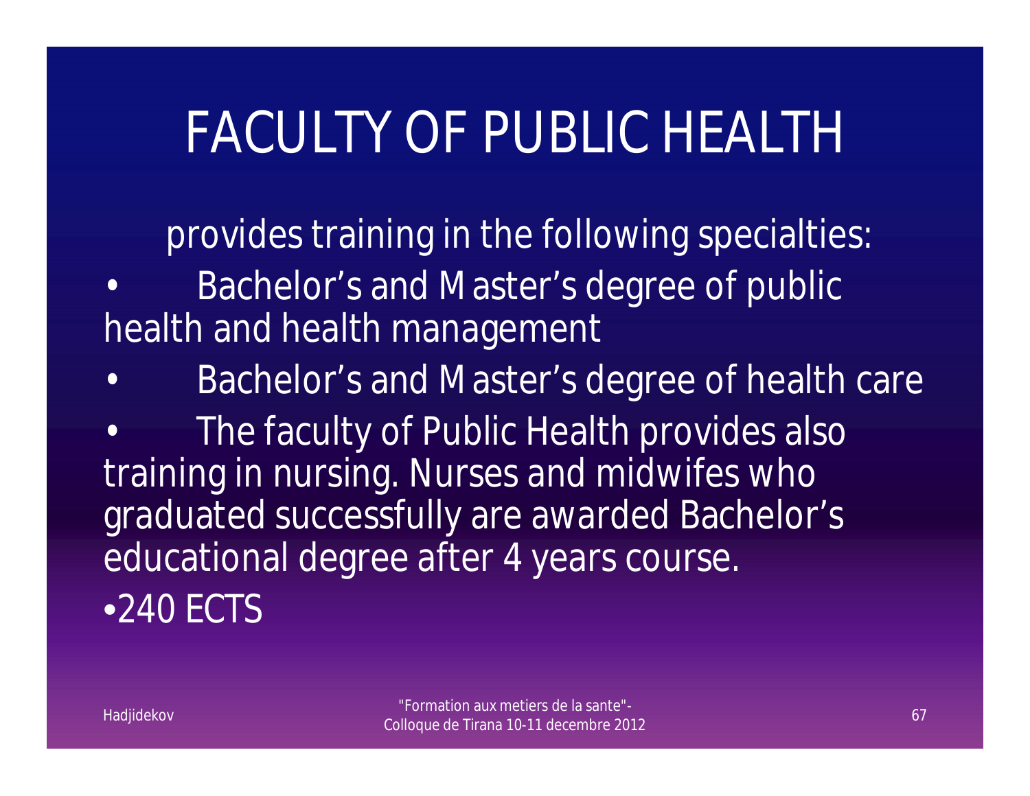# FACULTY OF PUBLIC HEALTH

provides training in the following specialties:

- Bachelor's and Master's degree of public health and health management
- Bachelor's and Master's degree of health care
- The faculty of Public Health provides also training in nursing. Nurses and midwifes who graduated successfully are awarded Bachelor's educational degree after 4 years course.
- 240 ECTS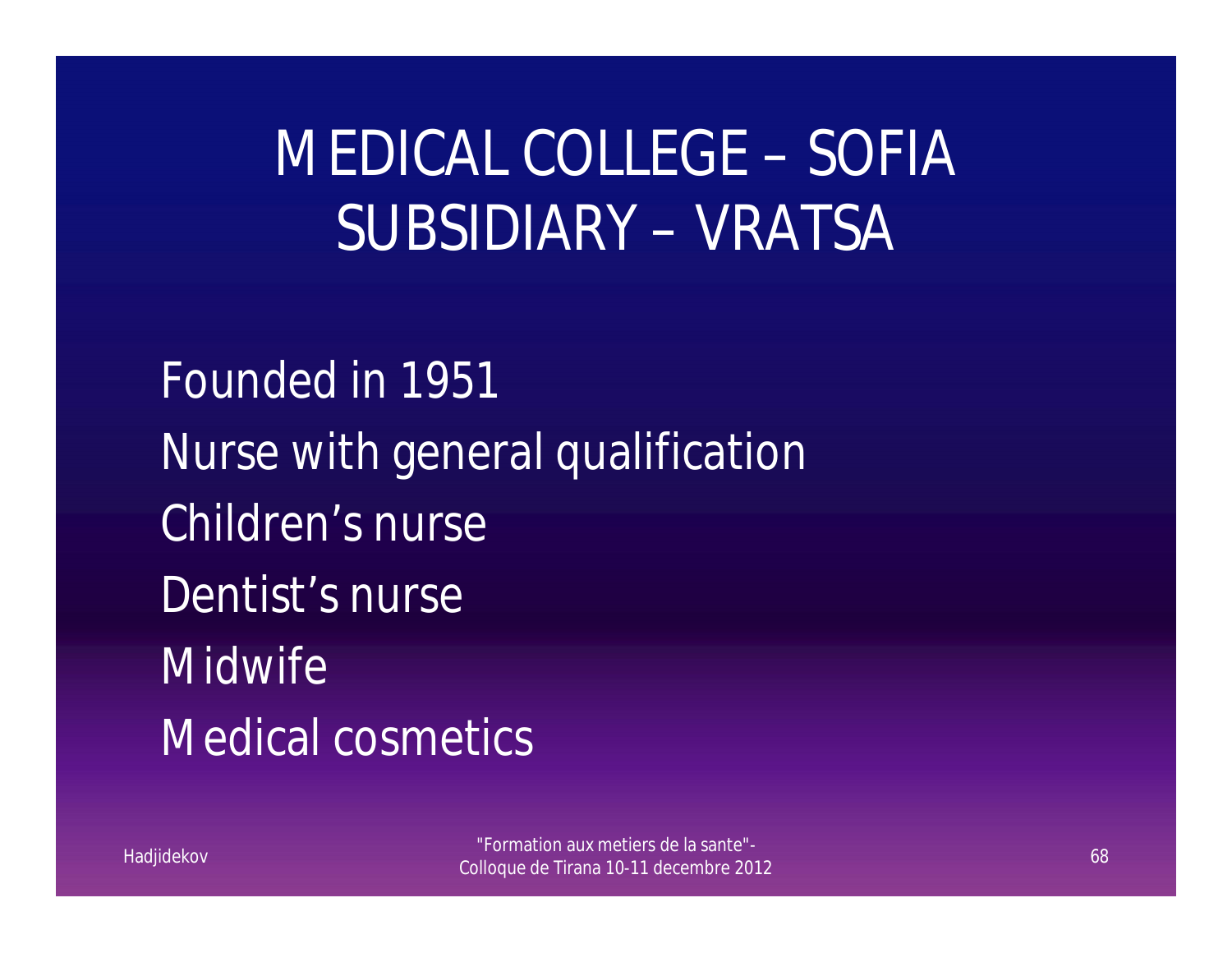# MEDICAL COLLEGE – SOFIA SUBSIDIARY – VRATSA

Founded in 1951

Nurse with general qualification

Children's nurse

Dentist's nurse

Midwife

Medical cosmetics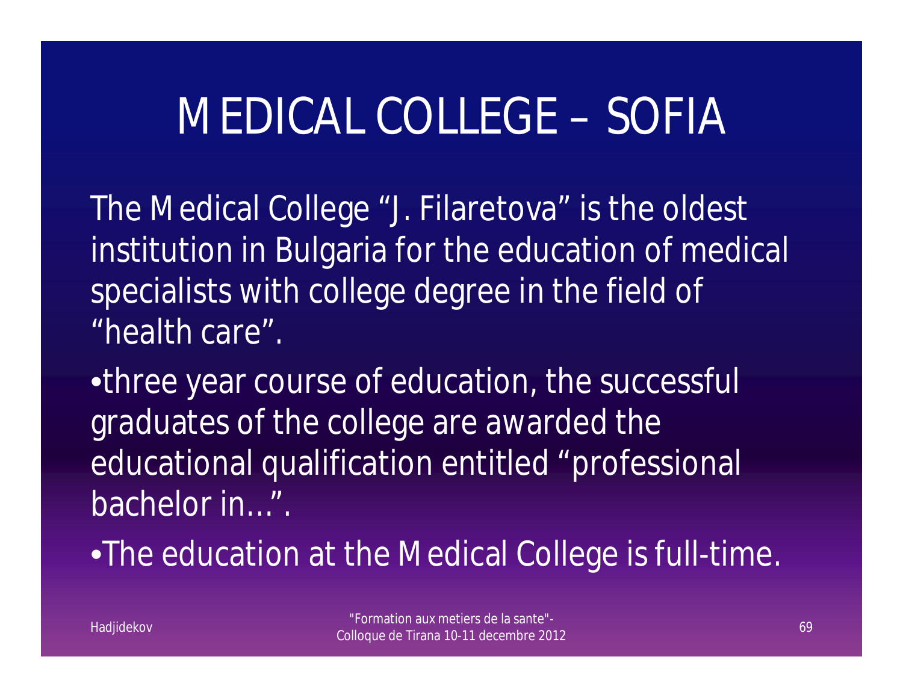# MEDICAL COLLEGE – SOFIA

The Medical College "J. Filaretova" is the oldest institution in Bulgaria for the education of medical specialists with college degree in the field of "health care".

- three year course of education, the successful graduates of the college are awarded the educational qualification entitled "professional bachelor in…".
- The education at the Medical College is full-time.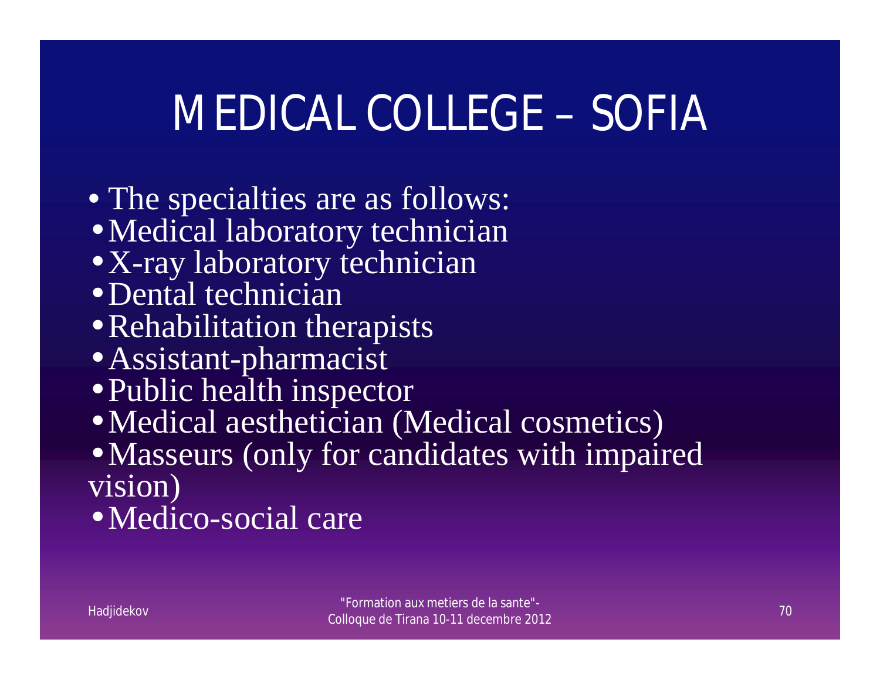# MEDICAL COLLEGE – SOFIA

- The specialties are as follows:
- Medical laboratory technician
- X-ray laboratory technician
- Dental technician
- Rehabilitation therapists
- Assistant-pharmacist
- Public health inspector
- Medical aesthetician (Medical cosmetics)
- Masseurs (only for candidates with impaired vision)
- Medico-social care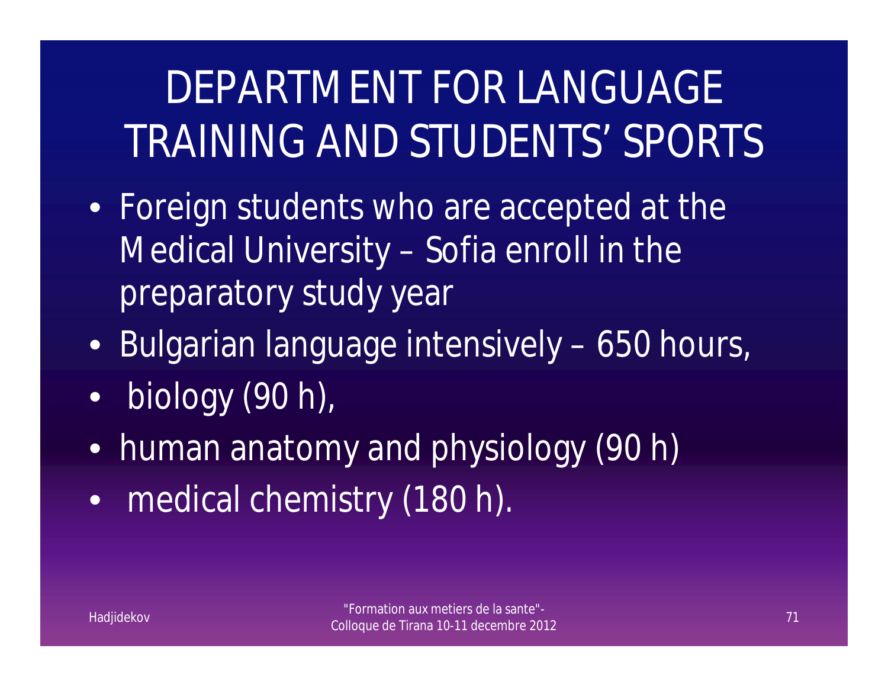# DEPARTMENT FOR LANGUAGE TRAINING AND STUDENTS' SPORTS

- Foreign students who are accepted at the Medical University – Sofia enroll in the preparatory study year
- Bulgarian language intensively – 650 hours,
- biology (90 h),
- human anatomy and physiology (90 h)
- medical chemistry (180 h).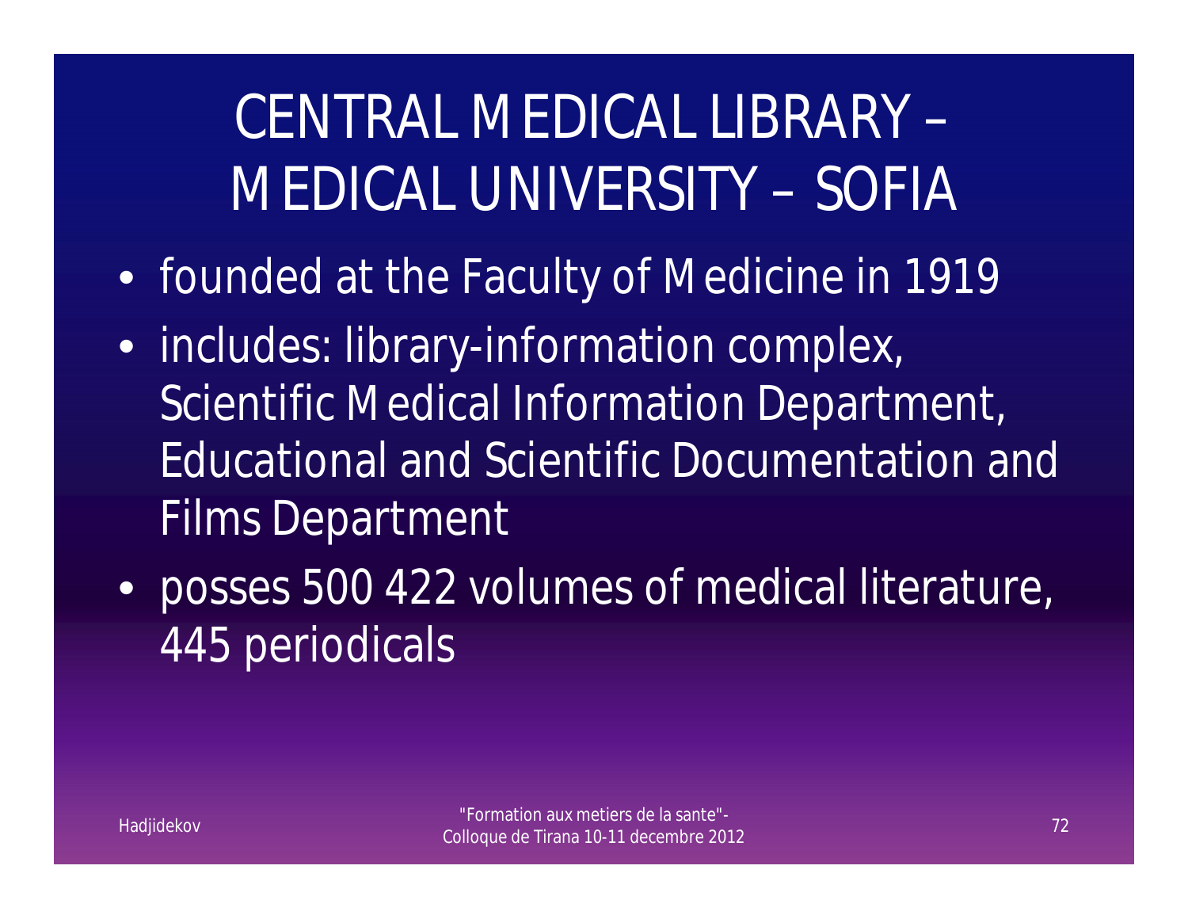# CENTRAL MEDICAL LIBRARY – MEDICAL UNIVERSITY – SOFIA

- founded at the Faculty of Medicine in 1919
- includes: library-information complex, Scientific Medical Information Department, Educational and Scientific Documentation and Films Department
- posses 500 422 volumes of medical literature, 445 periodicals